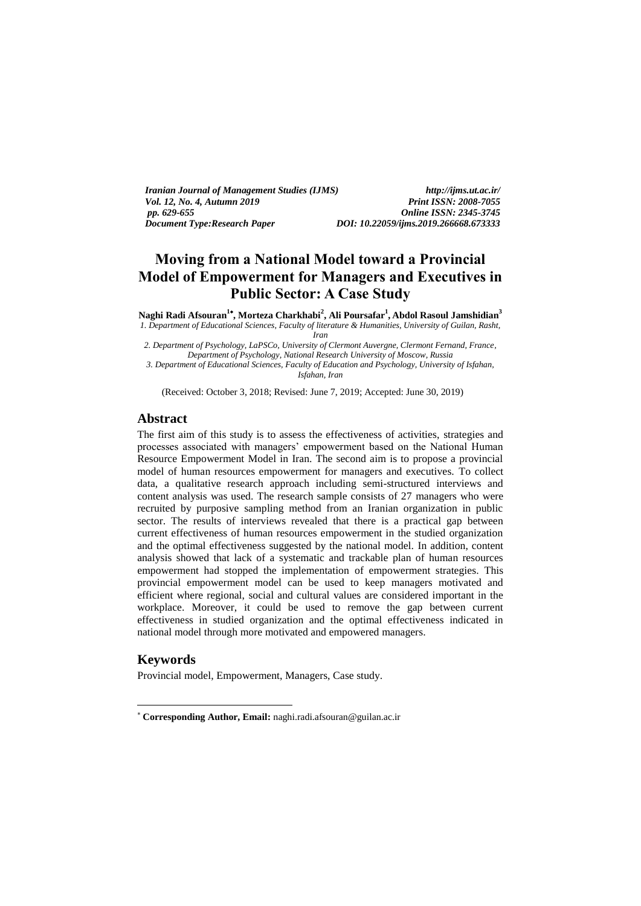*Iranian Journal of Management Studies (IJMS)* *http://ijms.ut.ac.ir/*
*Vol. 12, No. 4, Autumn 2019* *Print ISSN: 2008-7055*
*pp. 629-655* *Online ISSN: 2345-3745*
*Document Type:Research Paper* *DOI: 10.22059/ijms.2019.266668.673333*

# Moving from a National Model toward a Provincial Model of Empowerment for Managers and Executives in Public Sector: A Case Study

**Naghi Radi Afsouran[1*], Morteza Charkhabi[2], Ali Poursafar[1], Abdol Rasoul Jamshidian[3]**

*1. Department of Educational Sciences, Faculty of literature & Humanities, University of Guilan, Rasht, Iran*
*2. Department of Psychology, LaPSCo, University of Clermont Auvergne, Clermont Fernand, France, Department of Psychology, National Research University of Moscow, Russia*
*3. Department of Educational Sciences, Faculty of Education and Psychology, University of Isfahan, Isfahan, Iran*

(Received: October 3, 2018; Revised: June 7, 2019; Accepted: June 30, 2019)

## Abstract

The first aim of this study is to assess the effectiveness of activities, strategies and processes associated with managers' empowerment based on the National Human Resource Empowerment Model in Iran. The second aim is to propose a provincial model of human resources empowerment for managers and executives. To collect data, a qualitative research approach including semi-structured interviews and content analysis was used. The research sample consists of 27 managers who were recruited by purposive sampling method from an Iranian organization in public sector. The results of interviews revealed that there is a practical gap between current effectiveness of human resources empowerment in the studied organization and the optimal effectiveness suggested by the national model. In addition, content analysis showed that lack of a systematic and trackable plan of human resources empowerment had stopped the implementation of empowerment strategies. This provincial empowerment model can be used to keep managers motivated and efficient where regional, social and cultural values are considered important in the workplace. Moreover, it could be used to remove the gap between current effectiveness in studied organization and the optimal effectiveness indicated in national model through more motivated and empowered managers.

## Keywords

Provincial model, Empowerment, Managers, Case study.

---

* **Corresponding Author, Email:** naghi.radi.afsouran@guilan.ac.ir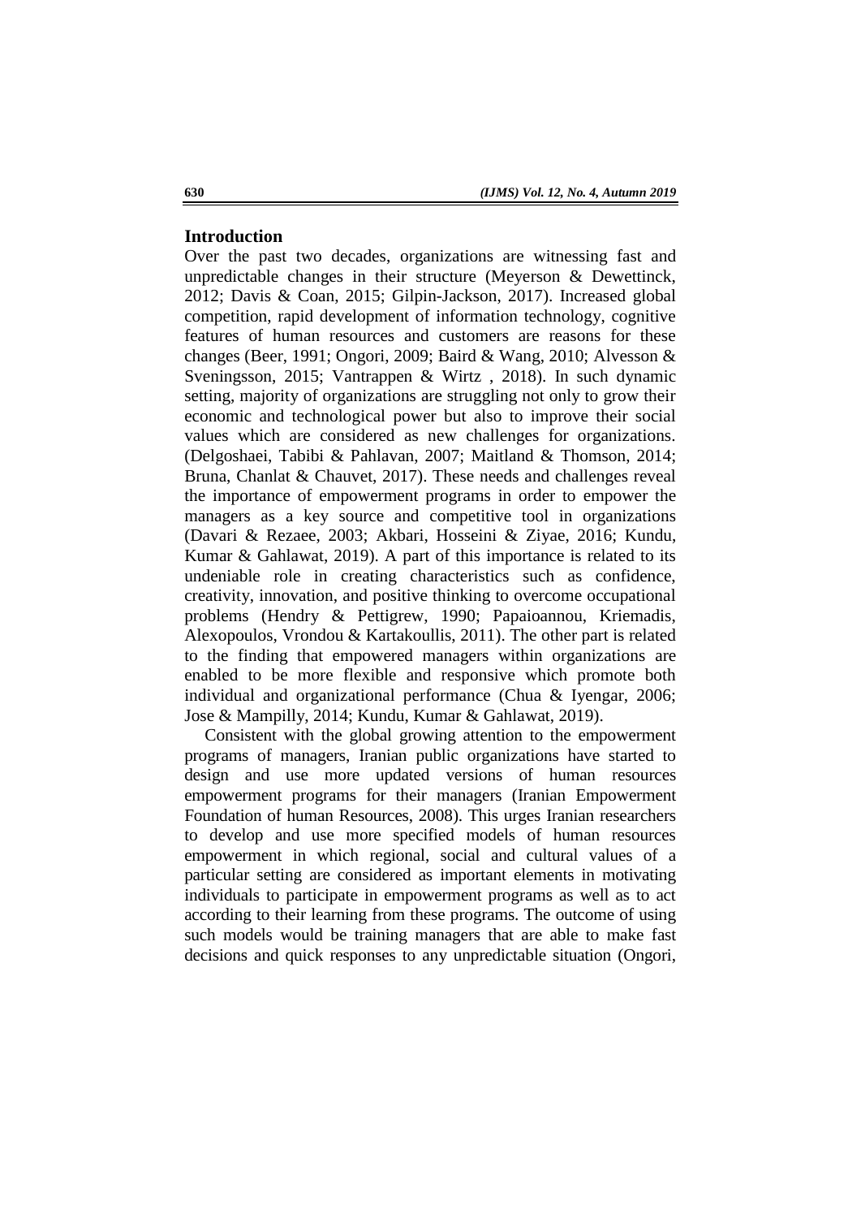## Introduction

Over the past two decades, organizations are witnessing fast and unpredictable changes in their structure (Meyerson & Dewettinck, 2012; Davis & Coan, 2015; Gilpin-Jackson, 2017). Increased global competition, rapid development of information technology, cognitive features of human resources and customers are reasons for these changes (Beer, 1991; Ongori, 2009; Baird & Wang, 2010; Alvesson & Sveningsson, 2015; Vantrappen & Wirtz , 2018). In such dynamic setting, majority of organizations are struggling not only to grow their economic and technological power but also to improve their social values which are considered as new challenges for organizations. (Delgoshaei, Tabibi & Pahlavan, 2007; Maitland & Thomson, 2014; Bruna, Chanlat & Chauvet, 2017). These needs and challenges reveal the importance of empowerment programs in order to empower the managers as a key source and competitive tool in organizations (Davari & Rezaee, 2003; Akbari, Hosseini & Ziyae, 2016; Kundu, Kumar & Gahlawat, 2019). A part of this importance is related to its undeniable role in creating characteristics such as confidence, creativity, innovation, and positive thinking to overcome occupational problems (Hendry & Pettigrew, 1990; Papaioannou, Kriemadis, Alexopoulos, Vrondou & Kartakoullis, 2011). The other part is related to the finding that empowered managers within organizations are enabled to be more flexible and responsive which promote both individual and organizational performance (Chua & Iyengar, 2006; Jose & Mampilly, 2014; Kundu, Kumar & Gahlawat, 2019).

Consistent with the global growing attention to the empowerment programs of managers, Iranian public organizations have started to design and use more updated versions of human resources empowerment programs for their managers (Iranian Empowerment Foundation of human Resources, 2008). This urges Iranian researchers to develop and use more specified models of human resources empowerment in which regional, social and cultural values of a particular setting are considered as important elements in motivating individuals to participate in empowerment programs as well as to act according to their learning from these programs. The outcome of using such models would be training managers that are able to make fast decisions and quick responses to any unpredictable situation (Ongori,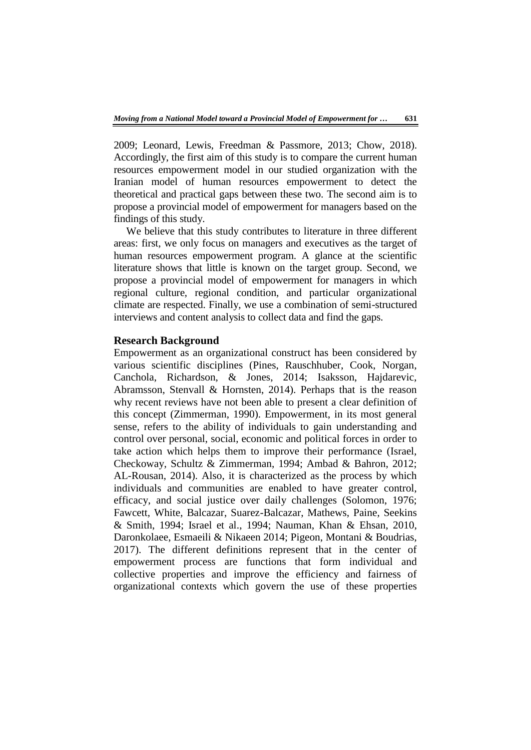2009; Leonard, Lewis, Freedman & Passmore, 2013; Chow, 2018). Accordingly, the first aim of this study is to compare the current human resources empowerment model in our studied organization with the Iranian model of human resources empowerment to detect the theoretical and practical gaps between these two. The second aim is to propose a provincial model of empowerment for managers based on the findings of this study.

We believe that this study contributes to literature in three different areas: first, we only focus on managers and executives as the target of human resources empowerment program. A glance at the scientific literature shows that little is known on the target group. Second, we propose a provincial model of empowerment for managers in which regional culture, regional condition, and particular organizational climate are respected. Finally, we use a combination of semi-structured interviews and content analysis to collect data and find the gaps.

## Research Background

Empowerment as an organizational construct has been considered by various scientific disciplines (Pines, Rauschhuber, Cook, Norgan, Canchola, Richardson, & Jones, 2014; Isaksson, Hajdarevic, Abramsson, Stenvall & Hornsten, 2014). Perhaps that is the reason why recent reviews have not been able to present a clear definition of this concept (Zimmerman, 1990). Empowerment, in its most general sense, refers to the ability of individuals to gain understanding and control over personal, social, economic and political forces in order to take action which helps them to improve their performance (Israel, Checkoway, Schultz & Zimmerman, 1994; Ambad & Bahron, 2012; AL-Rousan, 2014). Also, it is characterized as the process by which individuals and communities are enabled to have greater control, efficacy, and social justice over daily challenges (Solomon, 1976; Fawcett, White, Balcazar, Suarez-Balcazar, Mathews, Paine, Seekins & Smith, 1994; Israel et al., 1994; Nauman, Khan & Ehsan, 2010, Daronkolaee, Esmaeili & Nikaeen 2014; Pigeon, Montani & Boudrias, 2017). The different definitions represent that in the center of empowerment process are functions that form individual and collective properties and improve the efficiency and fairness of organizational contexts which govern the use of these properties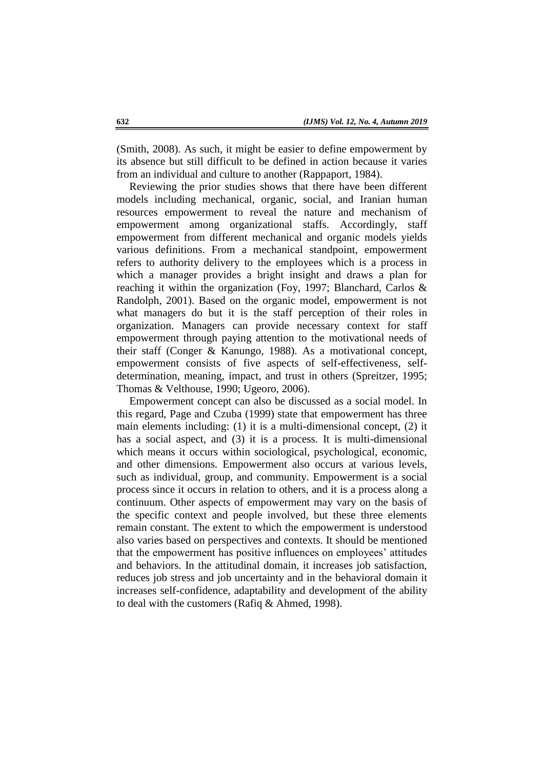(Smith, 2008). As such, it might be easier to define empowerment by its absence but still difficult to be defined in action because it varies from an individual and culture to another (Rappaport, 1984).

Reviewing the prior studies shows that there have been different models including mechanical, organic, social, and Iranian human resources empowerment to reveal the nature and mechanism of empowerment among organizational staffs. Accordingly, staff empowerment from different mechanical and organic models yields various definitions. From a mechanical standpoint, empowerment refers to authority delivery to the employees which is a process in which a manager provides a bright insight and draws a plan for reaching it within the organization (Foy, 1997; Blanchard, Carlos & Randolph, 2001). Based on the organic model, empowerment is not what managers do but it is the staff perception of their roles in organization. Managers can provide necessary context for staff empowerment through paying attention to the motivational needs of their staff (Conger & Kanungo, 1988). As a motivational concept, empowerment consists of five aspects of self-effectiveness, self-determination, meaning, impact, and trust in others (Spreitzer, 1995; Thomas & Velthouse, 1990; Ugeoro, 2006).

Empowerment concept can also be discussed as a social model. In this regard, Page and Czuba (1999) state that empowerment has three main elements including: (1) it is a multi-dimensional concept, (2) it has a social aspect, and (3) it is a process. It is multi-dimensional which means it occurs within sociological, psychological, economic, and other dimensions. Empowerment also occurs at various levels, such as individual, group, and community. Empowerment is a social process since it occurs in relation to others, and it is a process along a continuum. Other aspects of empowerment may vary on the basis of the specific context and people involved, but these three elements remain constant. The extent to which the empowerment is understood also varies based on perspectives and contexts. It should be mentioned that the empowerment has positive influences on employees' attitudes and behaviors. In the attitudinal domain, it increases job satisfaction, reduces job stress and job uncertainty and in the behavioral domain it increases self-confidence, adaptability and development of the ability to deal with the customers (Rafiq & Ahmed, 1998).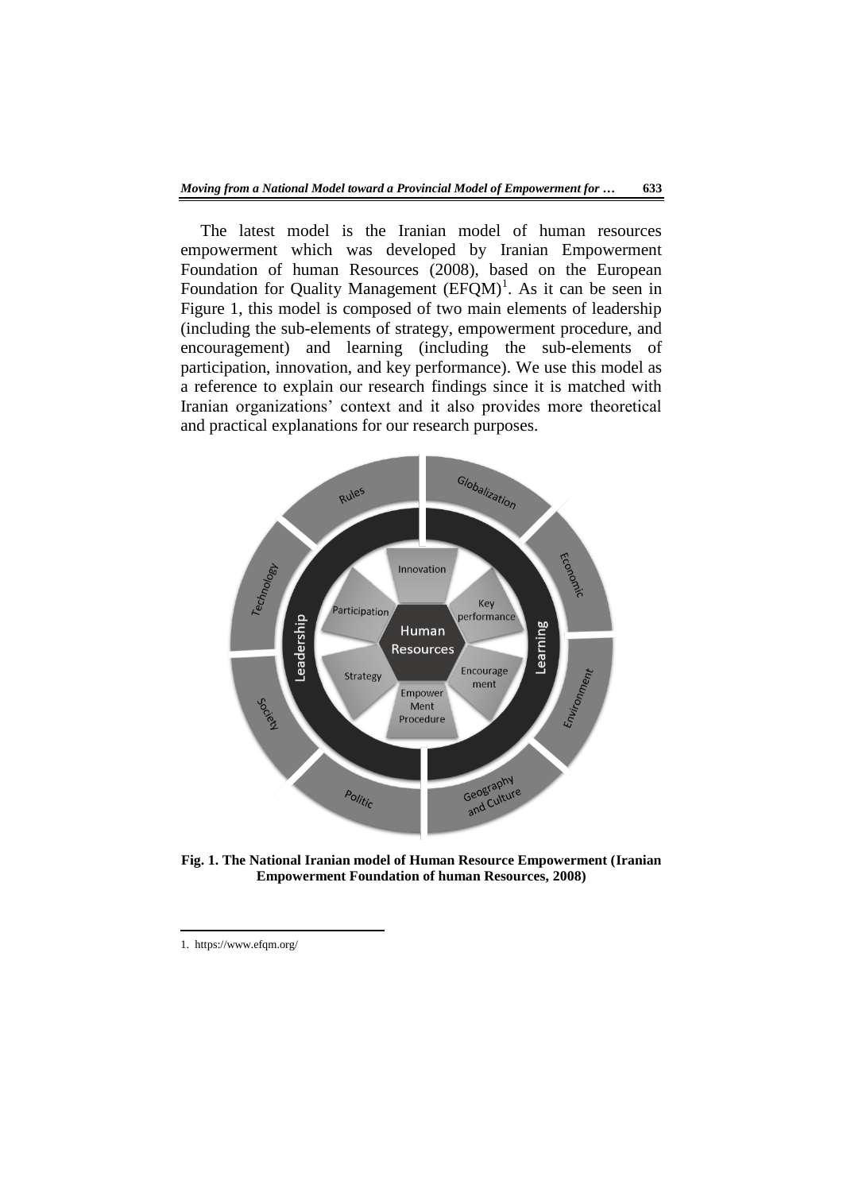The latest model is the Iranian model of human resources empowerment which was developed by Iranian Empowerment Foundation of human Resources (2008), based on the European Foundation for Quality Management (EFQM)[1]. As it can be seen in Figure 1, this model is composed of two main elements of leadership (including the sub-elements of strategy, empowerment procedure, and encouragement) and learning (including the sub-elements of participation, innovation, and key performance). We use this model as a reference to explain our research findings since it is matched with Iranian organizations' context and it also provides more theoretical and practical explanations for our research purposes.

**Fig. 1. The National Iranian model of Human Resource Empowerment (Iranian Empowerment Foundation of human Resources, 2008)**

1. https://www.efqm.org/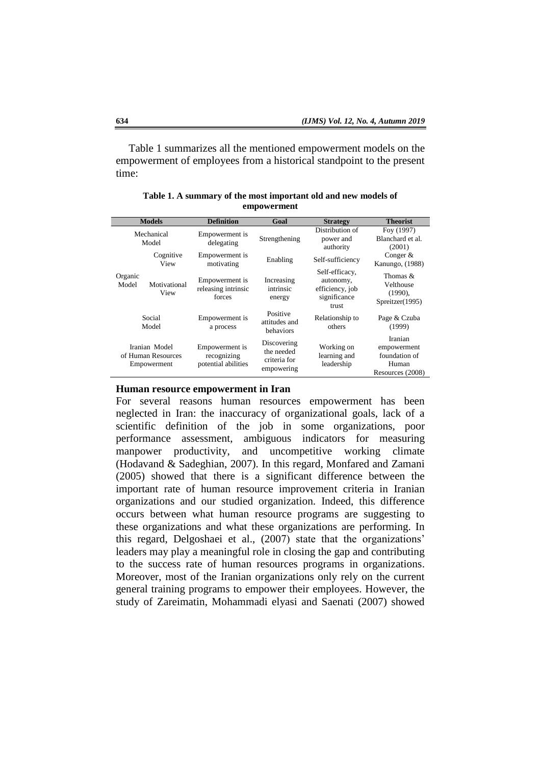Table 1 summarizes all the mentioned empowerment models on the empowerment of employees from a historical standpoint to the present time:

**Table 1. A summary of the most important old and new models of empowerment**

| Models | | Definition | Goal | Strategy | Theorist |
|---|---|---|---|---|---|
| Mechanical Model | | Empowerment is delegating | Strengthening | Distribution of power and authority | Foy (1997) Blanchard et al. (2001) |
| Organic Model | Cognitive View | Empowerment is motivating | Enabling | Self-sufficiency | Conger & Kanungo, (1988) |
| | Motivational View | Empowerment is releasing intrinsic forces | Increasing intrinsic energy | Self-efficacy, autonomy, efficiency, job significance trust | Thomas & Velthouse (1990), Spreitzer(1995) |
| Social Model | | Empowerment is a process | Positive attitudes and behaviors | Relationship to others | Page & Czuba (1999) |
| Iranian Model of Human Resources Empowerment | | Empowerment is recognizing potential abilities | Discovering the needed criteria for empowering | Working on learning and leadership | Iranian empowerment foundation of Human Resources (2008) |

### Human resource empowerment in Iran

For several reasons human resources empowerment has been neglected in Iran: the inaccuracy of organizational goals, lack of a scientific definition of the job in some organizations, poor performance assessment, ambiguous indicators for measuring manpower productivity, and uncompetitive working climate (Hodavand & Sadeghian, 2007). In this regard, Monfared and Zamani (2005) showed that there is a significant difference between the important rate of human resource improvement criteria in Iranian organizations and our studied organization. Indeed, this difference occurs between what human resource programs are suggesting to these organizations and what these organizations are performing. In this regard, Delgoshaei et al., (2007) state that the organizations' leaders may play a meaningful role in closing the gap and contributing to the success rate of human resources programs in organizations. Moreover, most of the Iranian organizations only rely on the current general training programs to empower their employees. However, the study of Zareimatin, Mohammadi elyasi and Saenati (2007) showed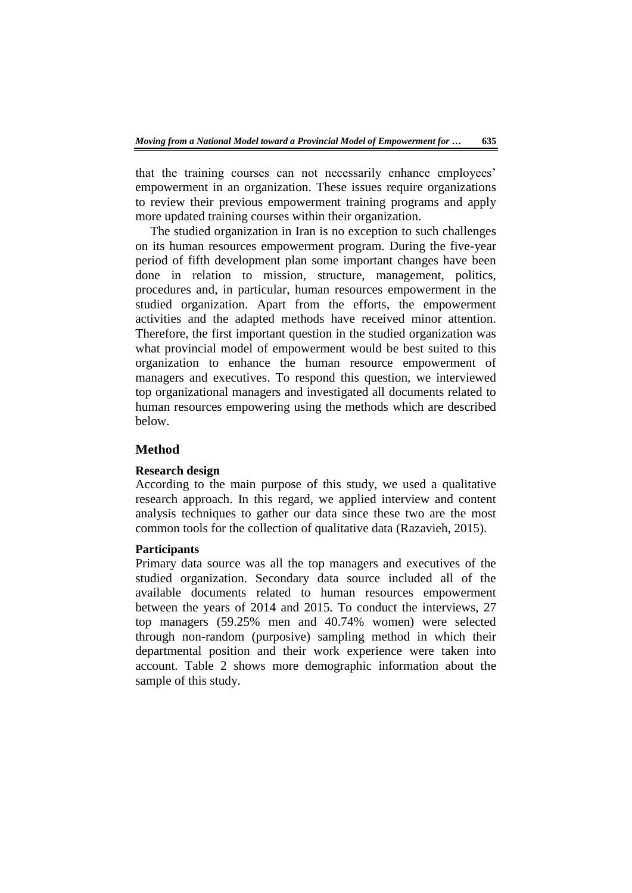that the training courses can not necessarily enhance employees' empowerment in an organization. These issues require organizations to review their previous empowerment training programs and apply more updated training courses within their organization.

The studied organization in Iran is no exception to such challenges on its human resources empowerment program. During the five-year period of fifth development plan some important changes have been done in relation to mission, structure, management, politics, procedures and, in particular, human resources empowerment in the studied organization. Apart from the efforts, the empowerment activities and the adapted methods have received minor attention. Therefore, the first important question in the studied organization was what provincial model of empowerment would be best suited to this organization to enhance the human resource empowerment of managers and executives. To respond this question, we interviewed top organizational managers and investigated all documents related to human resources empowering using the methods which are described below.

## Method

### Research design

According to the main purpose of this study, we used a qualitative research approach. In this regard, we applied interview and content analysis techniques to gather our data since these two are the most common tools for the collection of qualitative data (Razavieh, 2015).

### Participants

Primary data source was all the top managers and executives of the studied organization. Secondary data source included all of the available documents related to human resources empowerment between the years of 2014 and 2015. To conduct the interviews, 27 top managers (59.25% men and 40.74% women) were selected through non-random (purposive) sampling method in which their departmental position and their work experience were taken into account. Table 2 shows more demographic information about the sample of this study.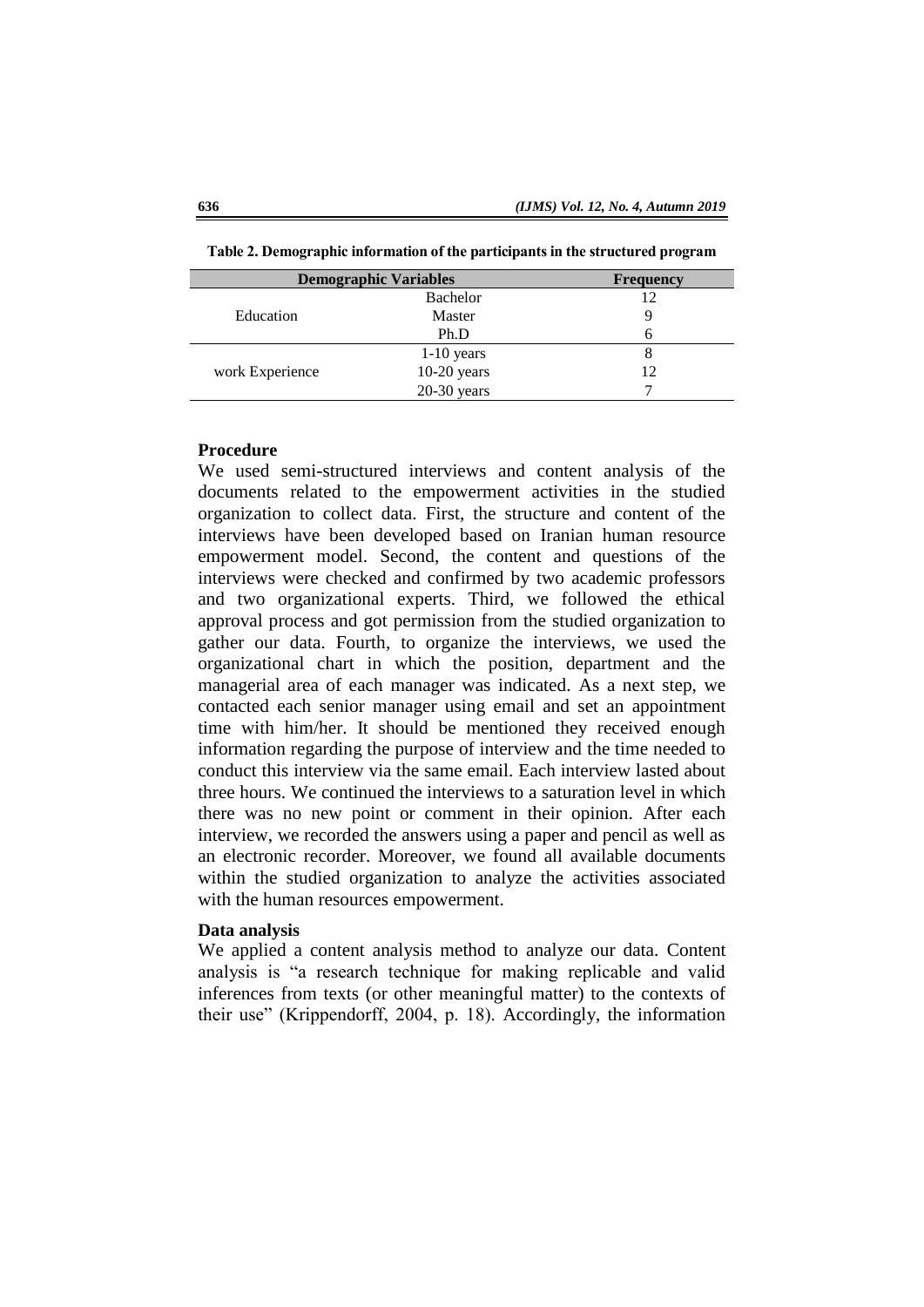**Table 2. Demographic information of the participants in the structured program**

| Demographic Variables | | Frequency |
|---|---|---|
| Education | Bachelor | 12 |
| | Master | 9 |
| | Ph.D | 6 |
| work Experience | 1-10 years | 8 |
| | 10-20 years | 12 |
| | 20-30 years | 7 |

### Procedure

We used semi-structured interviews and content analysis of the documents related to the empowerment activities in the studied organization to collect data. First, the structure and content of the interviews have been developed based on Iranian human resource empowerment model. Second, the content and questions of the interviews were checked and confirmed by two academic professors and two organizational experts. Third, we followed the ethical approval process and got permission from the studied organization to gather our data. Fourth, to organize the interviews, we used the organizational chart in which the position, department and the managerial area of each manager was indicated. As a next step, we contacted each senior manager using email and set an appointment time with him/her. It should be mentioned they received enough information regarding the purpose of interview and the time needed to conduct this interview via the same email. Each interview lasted about three hours. We continued the interviews to a saturation level in which there was no new point or comment in their opinion. After each interview, we recorded the answers using a paper and pencil as well as an electronic recorder. Moreover, we found all available documents within the studied organization to analyze the activities associated with the human resources empowerment.

### Data analysis

We applied a content analysis method to analyze our data. Content analysis is "a research technique for making replicable and valid inferences from texts (or other meaningful matter) to the contexts of their use" (Krippendorff, 2004, p. 18). Accordingly, the information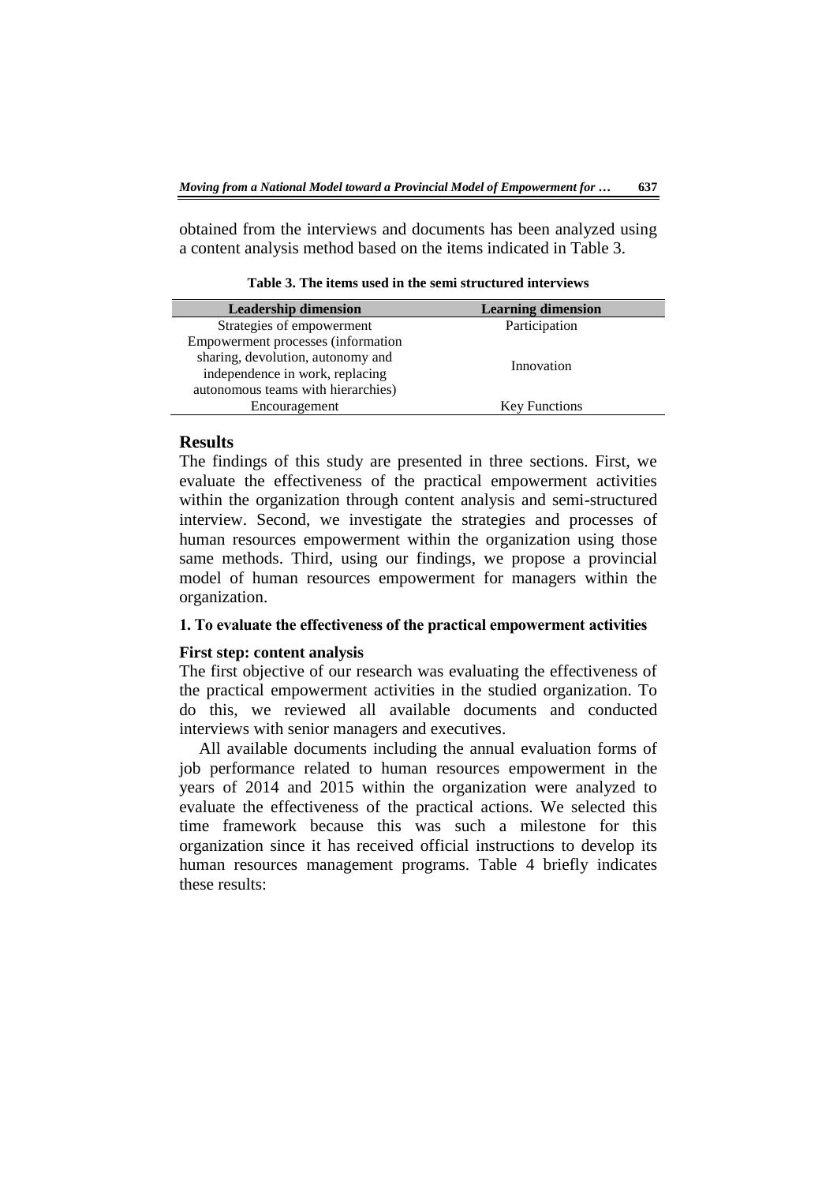obtained from the interviews and documents has been analyzed using a content analysis method based on the items indicated in Table 3.

**Table 3. The items used in the semi structured interviews**

| Leadership dimension | Learning dimension |
|---|---|
| Strategies of empowerment | Participation |
| Empowerment processes (information sharing, devolution, autonomy and independence in work, replacing autonomous teams with hierarchies) | Innovation |
| Encouragement | Key Functions |

## Results

The findings of this study are presented in three sections. First, we evaluate the effectiveness of the practical empowerment activities within the organization through content analysis and semi-structured interview. Second, we investigate the strategies and processes of human resources empowerment within the organization using those same methods. Third, using our findings, we propose a provincial model of human resources empowerment for managers within the organization.

### 1. To evaluate the effectiveness of the practical empowerment activities

#### First step: content analysis

The first objective of our research was evaluating the effectiveness of the practical empowerment activities in the studied organization. To do this, we reviewed all available documents and conducted interviews with senior managers and executives.

All available documents including the annual evaluation forms of job performance related to human resources empowerment in the years of 2014 and 2015 within the organization were analyzed to evaluate the effectiveness of the practical actions. We selected this time framework because this was such a milestone for this organization since it has received official instructions to develop its human resources management programs. Table 4 briefly indicates these results: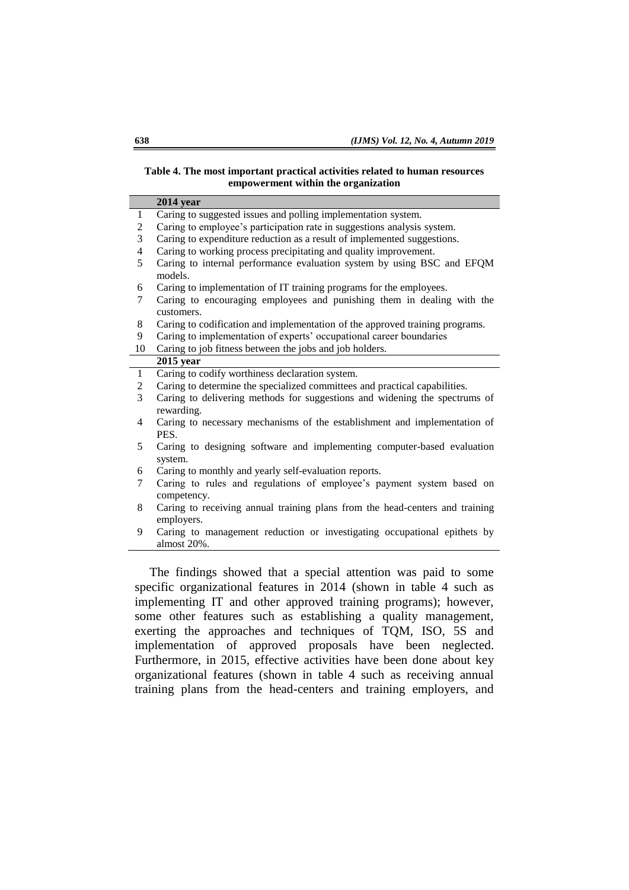**Table 4. The most important practical activities related to human resources empowerment within the organization**

| | **2014 year** |
|---|---|
| 1 | Caring to suggested issues and polling implementation system. |
| 2 | Caring to employee's participation rate in suggestions analysis system. |
| 3 | Caring to expenditure reduction as a result of implemented suggestions. |
| 4 | Caring to working process precipitating and quality improvement. |
| 5 | Caring to internal performance evaluation system by using BSC and EFQM models. |
| 6 | Caring to implementation of IT training programs for the employees. |
| 7 | Caring to encouraging employees and punishing them in dealing with the customers. |
| 8 | Caring to codification and implementation of the approved training programs. |
| 9 | Caring to implementation of experts' occupational career boundaries |
| 10 | Caring to job fitness between the jobs and job holders. |
| | **2015 year** |
| 1 | Caring to codify worthiness declaration system. |
| 2 | Caring to determine the specialized committees and practical capabilities. |
| 3 | Caring to delivering methods for suggestions and widening the spectrums of rewarding. |
| 4 | Caring to necessary mechanisms of the establishment and implementation of PES. |
| 5 | Caring to designing software and implementing computer-based evaluation system. |
| 6 | Caring to monthly and yearly self-evaluation reports. |
| 7 | Caring to rules and regulations of employee's payment system based on competency. |
| 8 | Caring to receiving annual training plans from the head-centers and training employers. |
| 9 | Caring to management reduction or investigating occupational epithets by almost 20%. |

The findings showed that a special attention was paid to some specific organizational features in 2014 (shown in table 4 such as implementing IT and other approved training programs); however, some other features such as establishing a quality management, exerting the approaches and techniques of TQM, ISO, 5S and implementation of approved proposals have been neglected. Furthermore, in 2015, effective activities have been done about key organizational features (shown in table 4 such as receiving annual training plans from the head-centers and training employers, and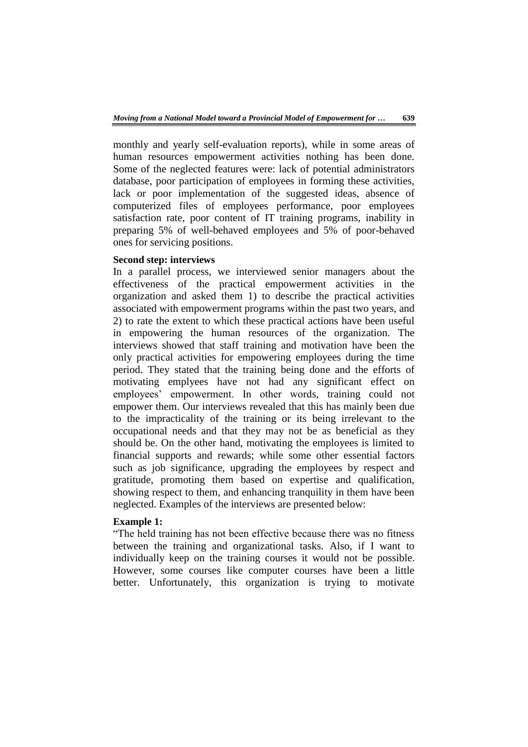monthly and yearly self-evaluation reports), while in some areas of human resources empowerment activities nothing has been done. Some of the neglected features were: lack of potential administrators database, poor participation of employees in forming these activities, lack or poor implementation of the suggested ideas, absence of computerized files of employees performance, poor employees satisfaction rate, poor content of IT training programs, inability in preparing 5% of well-behaved employees and 5% of poor-behaved ones for servicing positions.

**Second step: interviews**

In a parallel process, we interviewed senior managers about the effectiveness of the practical empowerment activities in the organization and asked them 1) to describe the practical activities associated with empowerment programs within the past two years, and 2) to rate the extent to which these practical actions have been useful in empowering the human resources of the organization. The interviews showed that staff training and motivation have been the only practical activities for empowering employees during the time period. They stated that the training being done and the efforts of motivating emplyees have not had any significant effect on employees' empowerment. In other words, training could not empower them. Our interviews revealed that this has mainly been due to the impracticality of the training or its being irrelevant to the occupational needs and that they may not be as beneficial as they should be. On the other hand, motivating the employees is limited to financial supports and rewards; while some other essential factors such as job significance, upgrading the employees by respect and gratitude, promoting them based on expertise and qualification, showing respect to them, and enhancing tranquility in them have been neglected. Examples of the interviews are presented below:

**Example 1:**

"The held training has not been effective because there was no fitness between the training and organizational tasks. Also, if I want to individually keep on the training courses it would not be possible. However, some courses like computer courses have been a little better. Unfortunately, this organization is trying to motivate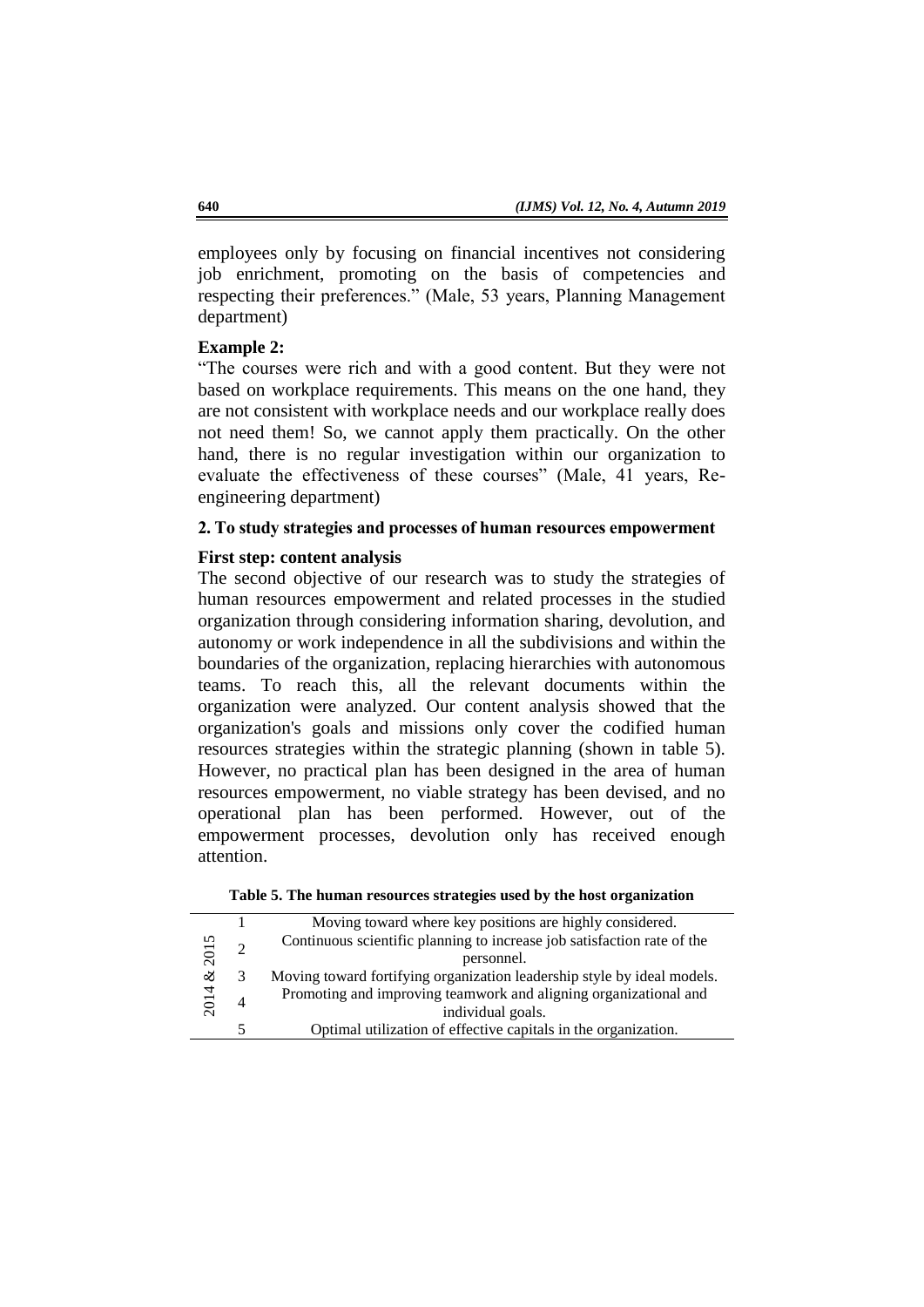employees only by focusing on financial incentives not considering job enrichment, promoting on the basis of competencies and respecting their preferences." (Male, 53 years, Planning Management department)

**Example 2:**

"The courses were rich and with a good content. But they were not based on workplace requirements. This means on the one hand, they are not consistent with workplace needs and our workplace really does not need them! So, we cannot apply them practically. On the other hand, there is no regular investigation within our organization to evaluate the effectiveness of these courses" (Male, 41 years, Re-engineering department)

**2. To study strategies and processes of human resources empowerment**

**First step: content analysis**

The second objective of our research was to study the strategies of human resources empowerment and related processes in the studied organization through considering information sharing, devolution, and autonomy or work independence in all the subdivisions and within the boundaries of the organization, replacing hierarchies with autonomous teams. To reach this, all the relevant documents within the organization were analyzed. Our content analysis showed that the organization's goals and missions only cover the codified human resources strategies within the strategic planning (shown in table 5). However, no practical plan has been designed in the area of human resources empowerment, no viable strategy has been devised, and no operational plan has been performed. However, out of the empowerment processes, devolution only has received enough attention.

**Table 5. The human resources strategies used by the host organization**

| | | |
|---|---|---|
| 2014 & 2015 | 1 | Moving toward where key positions are highly considered. |
| | 2 | Continuous scientific planning to increase job satisfaction rate of the personnel. |
| | 3 | Moving toward fortifying organization leadership style by ideal models. |
| | 4 | Promoting and improving teamwork and aligning organizational and individual goals. |
| | 5 | Optimal utilization of effective capitals in the organization. |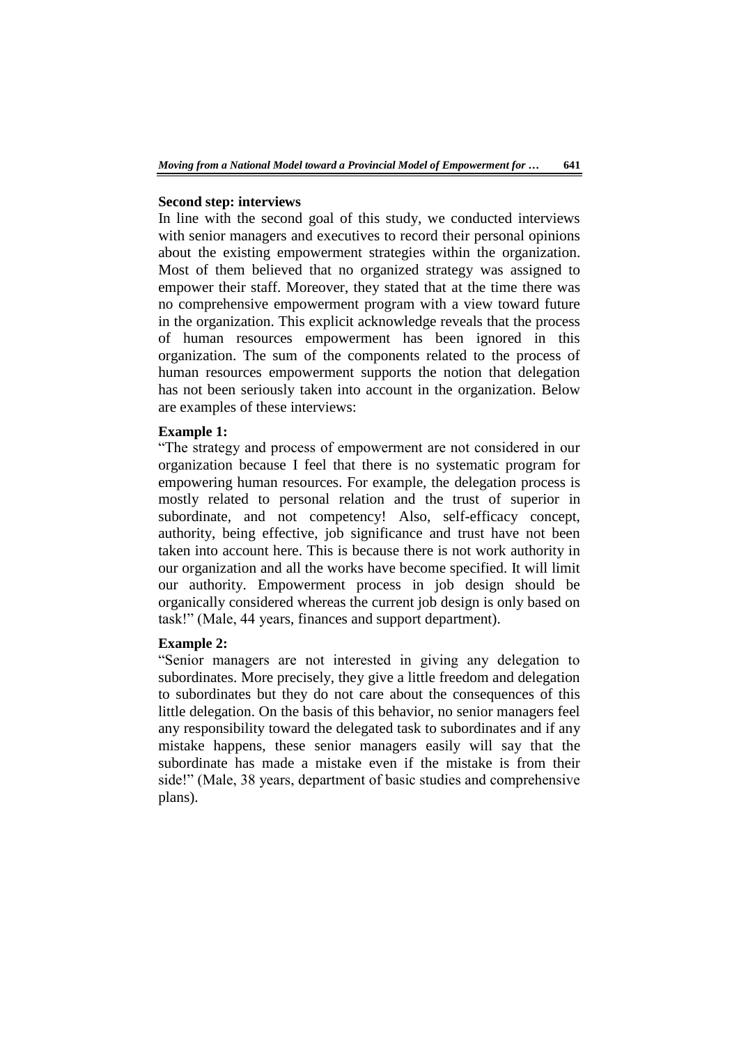**Second step: interviews**

In line with the second goal of this study, we conducted interviews with senior managers and executives to record their personal opinions about the existing empowerment strategies within the organization. Most of them believed that no organized strategy was assigned to empower their staff. Moreover, they stated that at the time there was no comprehensive empowerment program with a view toward future in the organization. This explicit acknowledge reveals that the process of human resources empowerment has been ignored in this organization. The sum of the components related to the process of human resources empowerment supports the notion that delegation has not been seriously taken into account in the organization. Below are examples of these interviews:

**Example 1:**

"The strategy and process of empowerment are not considered in our organization because I feel that there is no systematic program for empowering human resources. For example, the delegation process is mostly related to personal relation and the trust of superior in subordinate, and not competency! Also, self-efficacy concept, authority, being effective, job significance and trust have not been taken into account here. This is because there is not work authority in our organization and all the works have become specified. It will limit our authority. Empowerment process in job design should be organically considered whereas the current job design is only based on task!" (Male, 44 years, finances and support department).

**Example 2:**

"Senior managers are not interested in giving any delegation to subordinates. More precisely, they give a little freedom and delegation to subordinates but they do not care about the consequences of this little delegation. On the basis of this behavior, no senior managers feel any responsibility toward the delegated task to subordinates and if any mistake happens, these senior managers easily will say that the subordinate has made a mistake even if the mistake is from their side!" (Male, 38 years, department of basic studies and comprehensive plans).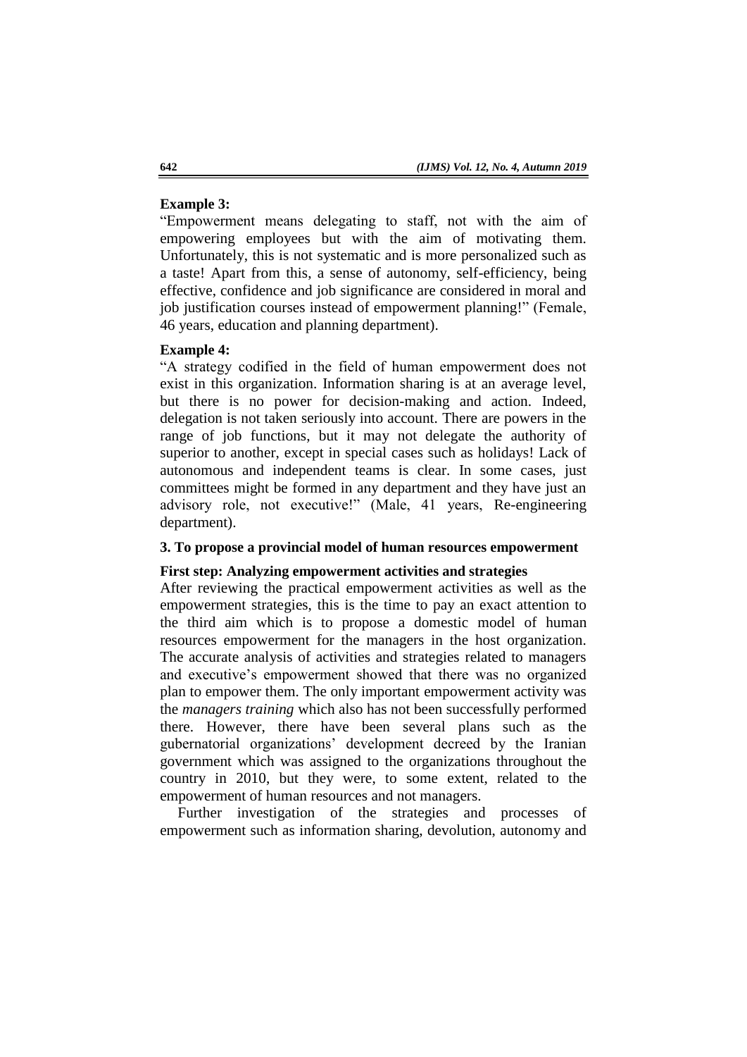**Example 3:**

"Empowerment means delegating to staff, not with the aim of empowering employees but with the aim of motivating them. Unfortunately, this is not systematic and is more personalized such as a taste! Apart from this, a sense of autonomy, self-efficiency, being effective, confidence and job significance are considered in moral and job justification courses instead of empowerment planning!" (Female, 46 years, education and planning department).

**Example 4:**

"A strategy codified in the field of human empowerment does not exist in this organization. Information sharing is at an average level, but there is no power for decision-making and action. Indeed, delegation is not taken seriously into account. There are powers in the range of job functions, but it may not delegate the authority of superior to another, except in special cases such as holidays! Lack of autonomous and independent teams is clear. In some cases, just committees might be formed in any department and they have just an advisory role, not executive!" (Male, 41 years, Re-engineering department).

### 3. To propose a provincial model of human resources empowerment

#### First step: Analyzing empowerment activities and strategies

After reviewing the practical empowerment activities as well as the empowerment strategies, this is the time to pay an exact attention to the third aim which is to propose a domestic model of human resources empowerment for the managers in the host organization. The accurate analysis of activities and strategies related to managers and executive's empowerment showed that there was no organized plan to empower them. The only important empowerment activity was the *managers training* which also has not been successfully performed there. However, there have been several plans such as the gubernatorial organizations' development decreed by the Iranian government which was assigned to the organizations throughout the country in 2010, but they were, to some extent, related to the empowerment of human resources and not managers.

Further investigation of the strategies and processes of empowerment such as information sharing, devolution, autonomy and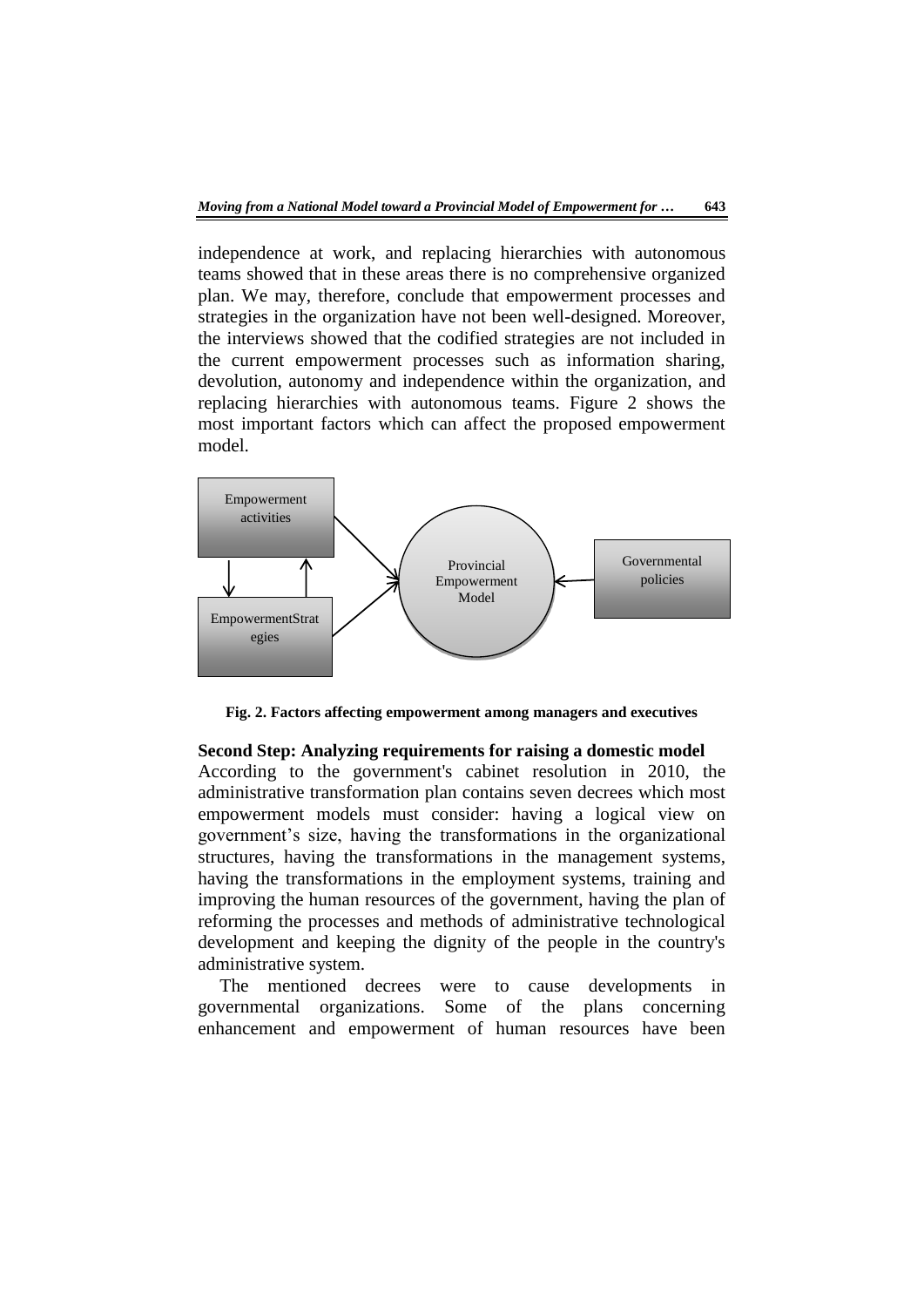independence at work, and replacing hierarchies with autonomous teams showed that in these areas there is no comprehensive organized plan. We may, therefore, conclude that empowerment processes and strategies in the organization have not been well-designed. Moreover, the interviews showed that the codified strategies are not included in the current empowerment processes such as information sharing, devolution, autonomy and independence within the organization, and replacing hierarchies with autonomous teams. Figure 2 shows the most important factors which can affect the proposed empowerment model.

Empowerment activities

EmpowermentStrategies

Provincial Empowerment Model

Governmental policies

**Fig. 2. Factors affecting empowerment among managers and executives**

**Second Step: Analyzing requirements for raising a domestic model**

According to the government's cabinet resolution in 2010, the administrative transformation plan contains seven decrees which most empowerment models must consider: having a logical view on government's size, having the transformations in the organizational structures, having the transformations in the management systems, having the transformations in the employment systems, training and improving the human resources of the government, having the plan of reforming the processes and methods of administrative technological development and keeping the dignity of the people in the country's administrative system.

The mentioned decrees were to cause developments in governmental organizations. Some of the plans concerning enhancement and empowerment of human resources have been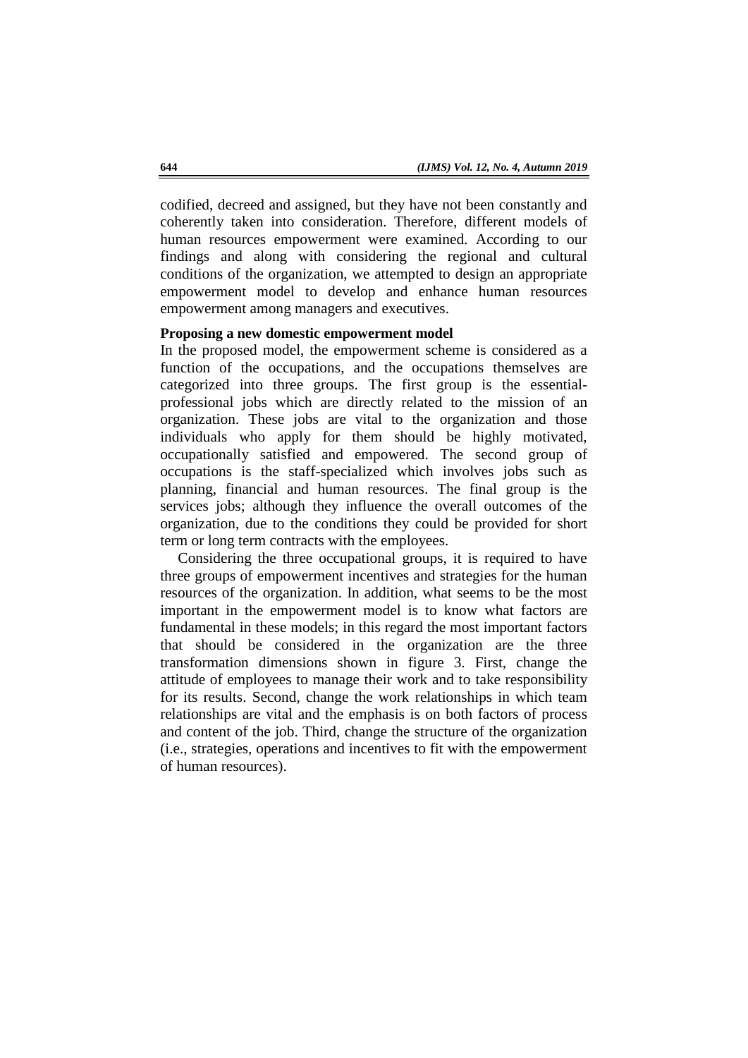codified, decreed and assigned, but they have not been constantly and coherently taken into consideration. Therefore, different models of human resources empowerment were examined. According to our findings and along with considering the regional and cultural conditions of the organization, we attempted to design an appropriate empowerment model to develop and enhance human resources empowerment among managers and executives.

**Proposing a new domestic empowerment model**

In the proposed model, the empowerment scheme is considered as a function of the occupations, and the occupations themselves are categorized into three groups. The first group is the essential-professional jobs which are directly related to the mission of an organization. These jobs are vital to the organization and those individuals who apply for them should be highly motivated, occupationally satisfied and empowered. The second group of occupations is the staff-specialized which involves jobs such as planning, financial and human resources. The final group is the services jobs; although they influence the overall outcomes of the organization, due to the conditions they could be provided for short term or long term contracts with the employees.

Considering the three occupational groups, it is required to have three groups of empowerment incentives and strategies for the human resources of the organization. In addition, what seems to be the most important in the empowerment model is to know what factors are fundamental in these models; in this regard the most important factors that should be considered in the organization are the three transformation dimensions shown in figure 3. First, change the attitude of employees to manage their work and to take responsibility for its results. Second, change the work relationships in which team relationships are vital and the emphasis is on both factors of process and content of the job. Third, change the structure of the organization (i.e., strategies, operations and incentives to fit with the empowerment of human resources).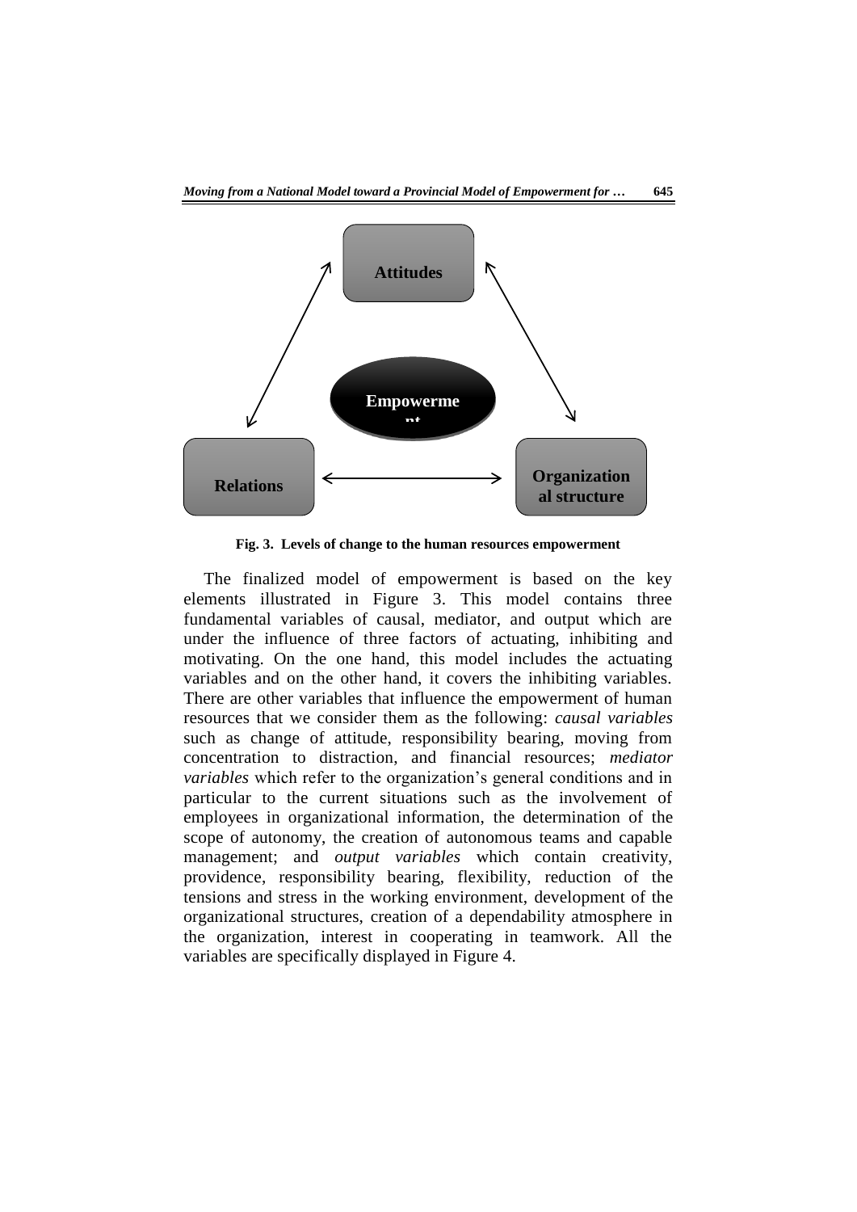Attitudes

Empowerment

Relations

Organizational structure

**Fig. 3. Levels of change to the human resources empowerment**

The finalized model of empowerment is based on the key elements illustrated in Figure 3. This model contains three fundamental variables of causal, mediator, and output which are under the influence of three factors of actuating, inhibiting and motivating. On the one hand, this model includes the actuating variables and on the other hand, it covers the inhibiting variables. There are other variables that influence the empowerment of human resources that we consider them as the following: *causal variables* such as change of attitude, responsibility bearing, moving from concentration to distraction, and financial resources; *mediator variables* which refer to the organization's general conditions and in particular to the current situations such as the involvement of employees in organizational information, the determination of the scope of autonomy, the creation of autonomous teams and capable management; and *output variables* which contain creativity, providence, responsibility bearing, flexibility, reduction of the tensions and stress in the working environment, development of the organizational structures, creation of a dependability atmosphere in the organization, interest in cooperating in teamwork. All the variables are specifically displayed in Figure 4.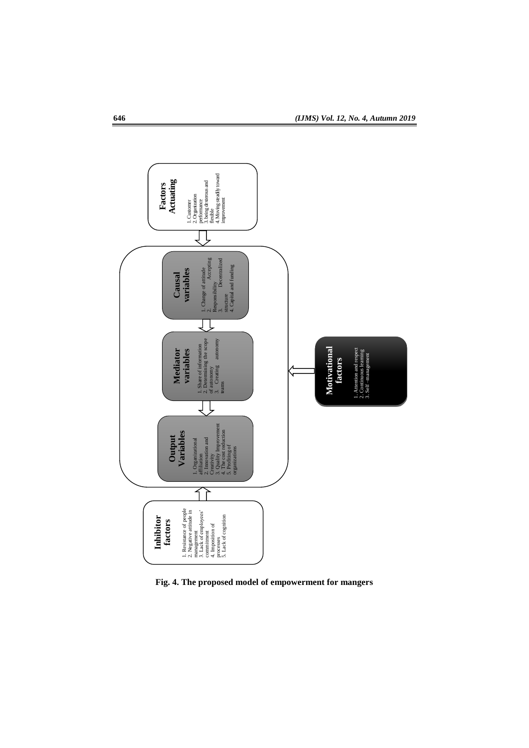**Factors Actuating**

1. Customer
2. Organization performance
3. being dexterous and flexible
4. Moving steadily toward improvement

**Causal variables**

1. Change of attitude
2. Accepting Responsibility
3. Decentralized structure
4. Capital and funding

**Mediator variables**

1. Share of information
2. Determining the scope of autonomy
3. Creating autonomy teams

**Output Variables**

1. Organizational affiliation
2. Innovation and Creativity
3. Quality Improvement
4. The cost reduction
5. Profiting of organizations

**Motivational factors**

1. Attention and respect
2. Continuous learning
3. Self –management

**Inhibitor factors**

1. Resistance of people
2. Negative attitude in management
3. Lack of employees' commitment
4. Imposition of processes
5. Lack of cognition

**Fig. 4. The proposed model of empowerment for mangers**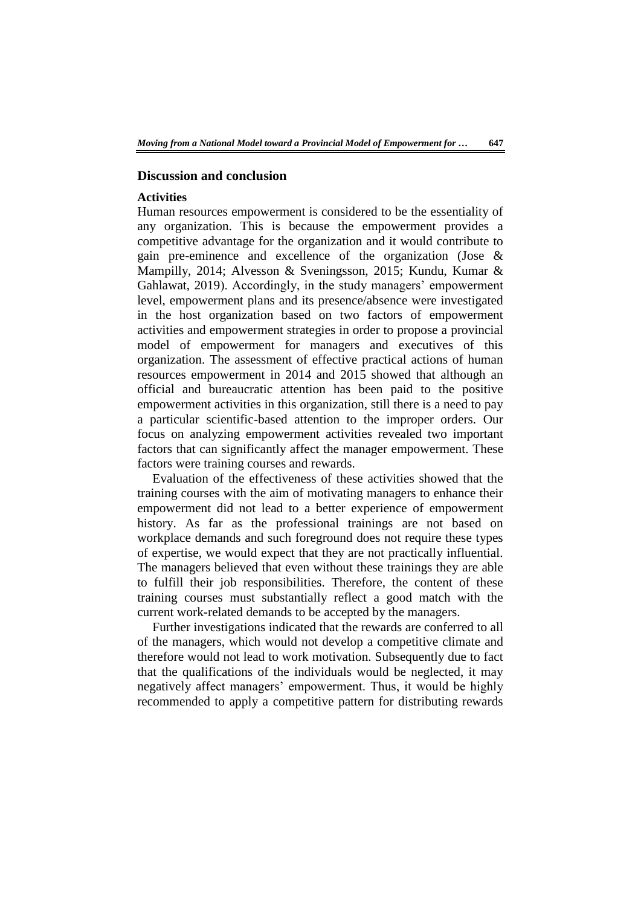## Discussion and conclusion

### Activities

Human resources empowerment is considered to be the essentiality of any organization. This is because the empowerment provides a competitive advantage for the organization and it would contribute to gain pre-eminence and excellence of the organization (Jose & Mampilly, 2014; Alvesson & Sveningsson, 2015; Kundu, Kumar & Gahlawat, 2019). Accordingly, in the study managers' empowerment level, empowerment plans and its presence/absence were investigated in the host organization based on two factors of empowerment activities and empowerment strategies in order to propose a provincial model of empowerment for managers and executives of this organization. The assessment of effective practical actions of human resources empowerment in 2014 and 2015 showed that although an official and bureaucratic attention has been paid to the positive empowerment activities in this organization, still there is a need to pay a particular scientific-based attention to the improper orders. Our focus on analyzing empowerment activities revealed two important factors that can significantly affect the manager empowerment. These factors were training courses and rewards.

Evaluation of the effectiveness of these activities showed that the training courses with the aim of motivating managers to enhance their empowerment did not lead to a better experience of empowerment history. As far as the professional trainings are not based on workplace demands and such foreground does not require these types of expertise, we would expect that they are not practically influential. The managers believed that even without these trainings they are able to fulfill their job responsibilities. Therefore, the content of these training courses must substantially reflect a good match with the current work-related demands to be accepted by the managers.

Further investigations indicated that the rewards are conferred to all of the managers, which would not develop a competitive climate and therefore would not lead to work motivation. Subsequently due to fact that the qualifications of the individuals would be neglected, it may negatively affect managers' empowerment. Thus, it would be highly recommended to apply a competitive pattern for distributing rewards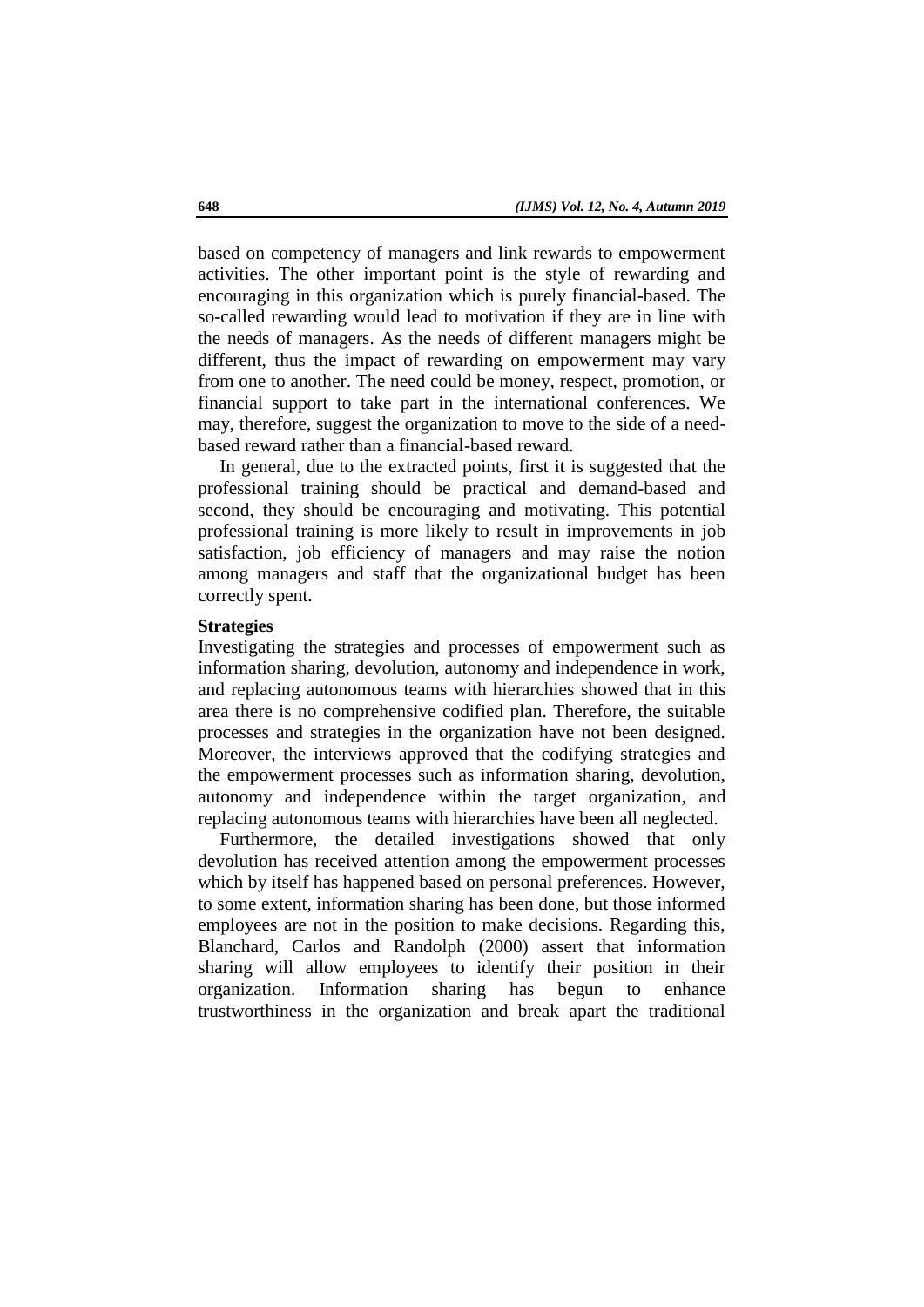based on competency of managers and link rewards to empowerment activities. The other important point is the style of rewarding and encouraging in this organization which is purely financial-based. The so-called rewarding would lead to motivation if they are in line with the needs of managers. As the needs of different managers might be different, thus the impact of rewarding on empowerment may vary from one to another. The need could be money, respect, promotion, or financial support to take part in the international conferences. We may, therefore, suggest the organization to move to the side of a need-based reward rather than a financial-based reward.

In general, due to the extracted points, first it is suggested that the professional training should be practical and demand-based and second, they should be encouraging and motivating. This potential professional training is more likely to result in improvements in job satisfaction, job efficiency of managers and may raise the notion among managers and staff that the organizational budget has been correctly spent.

**Strategies**

Investigating the strategies and processes of empowerment such as information sharing, devolution, autonomy and independence in work, and replacing autonomous teams with hierarchies showed that in this area there is no comprehensive codified plan. Therefore, the suitable processes and strategies in the organization have not been designed. Moreover, the interviews approved that the codifying strategies and the empowerment processes such as information sharing, devolution, autonomy and independence within the target organization, and replacing autonomous teams with hierarchies have been all neglected.

Furthermore, the detailed investigations showed that only devolution has received attention among the empowerment processes which by itself has happened based on personal preferences. However, to some extent, information sharing has been done, but those informed employees are not in the position to make decisions. Regarding this, Blanchard, Carlos and Randolph (2000) assert that information sharing will allow employees to identify their position in their organization. Information sharing has begun to enhance trustworthiness in the organization and break apart the traditional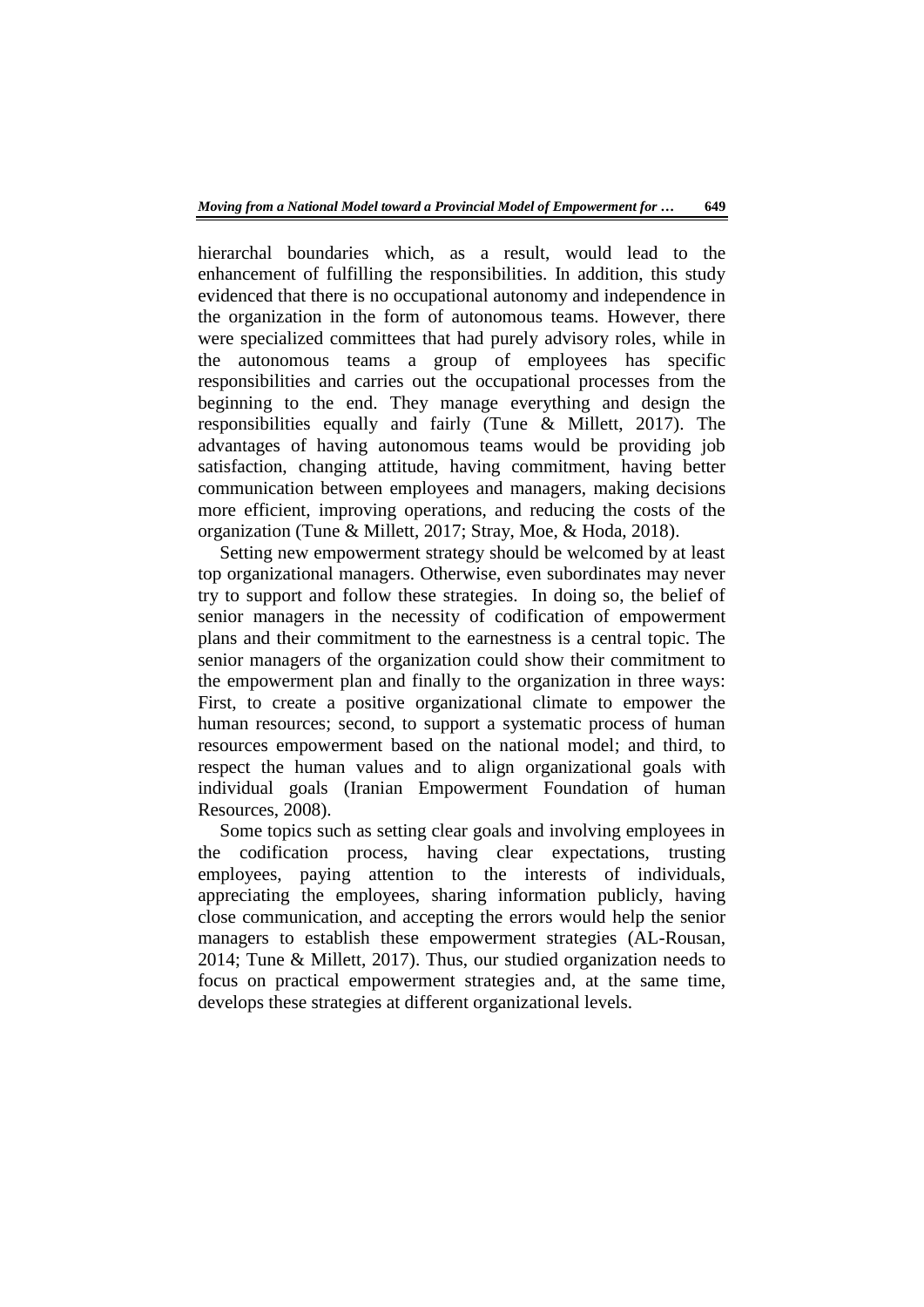hierarchal boundaries which, as a result, would lead to the enhancement of fulfilling the responsibilities. In addition, this study evidenced that there is no occupational autonomy and independence in the organization in the form of autonomous teams. However, there were specialized committees that had purely advisory roles, while in the autonomous teams a group of employees has specific responsibilities and carries out the occupational processes from the beginning to the end. They manage everything and design the responsibilities equally and fairly (Tune & Millett, 2017). The advantages of having autonomous teams would be providing job satisfaction, changing attitude, having commitment, having better communication between employees and managers, making decisions more efficient, improving operations, and reducing the costs of the organization (Tune & Millett, 2017; Stray, Moe, & Hoda, 2018).

Setting new empowerment strategy should be welcomed by at least top organizational managers. Otherwise, even subordinates may never try to support and follow these strategies. In doing so, the belief of senior managers in the necessity of codification of empowerment plans and their commitment to the earnestness is a central topic. The senior managers of the organization could show their commitment to the empowerment plan and finally to the organization in three ways: First, to create a positive organizational climate to empower the human resources; second, to support a systematic process of human resources empowerment based on the national model; and third, to respect the human values and to align organizational goals with individual goals (Iranian Empowerment Foundation of human Resources, 2008).

Some topics such as setting clear goals and involving employees in the codification process, having clear expectations, trusting employees, paying attention to the interests of individuals, appreciating the employees, sharing information publicly, having close communication, and accepting the errors would help the senior managers to establish these empowerment strategies (AL-Rousan, 2014; Tune & Millett, 2017). Thus, our studied organization needs to focus on practical empowerment strategies and, at the same time, develops these strategies at different organizational levels.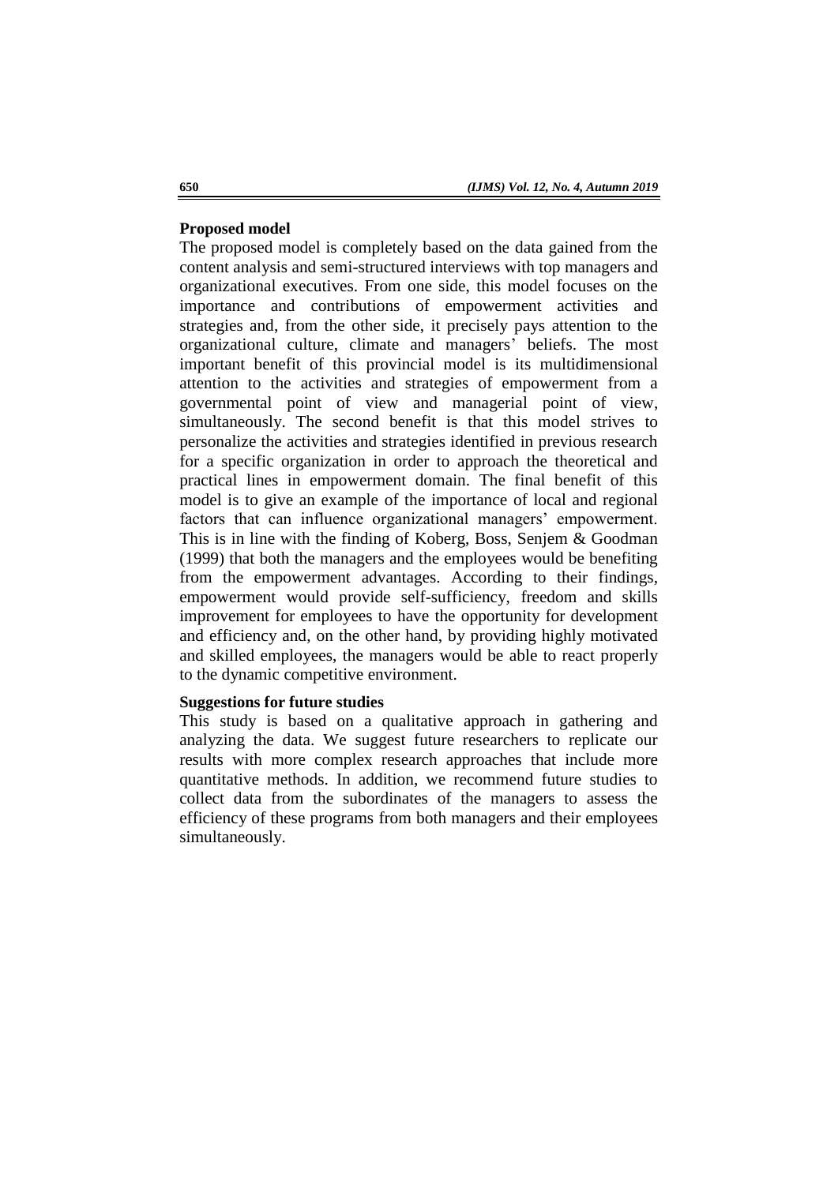**Proposed model**

The proposed model is completely based on the data gained from the content analysis and semi-structured interviews with top managers and organizational executives. From one side, this model focuses on the importance and contributions of empowerment activities and strategies and, from the other side, it precisely pays attention to the organizational culture, climate and managers' beliefs. The most important benefit of this provincial model is its multidimensional attention to the activities and strategies of empowerment from a governmental point of view and managerial point of view, simultaneously. The second benefit is that this model strives to personalize the activities and strategies identified in previous research for a specific organization in order to approach the theoretical and practical lines in empowerment domain. The final benefit of this model is to give an example of the importance of local and regional factors that can influence organizational managers' empowerment. This is in line with the finding of Koberg, Boss, Senjem & Goodman (1999) that both the managers and the employees would be benefiting from the empowerment advantages. According to their findings, empowerment would provide self-sufficiency, freedom and skills improvement for employees to have the opportunity for development and efficiency and, on the other hand, by providing highly motivated and skilled employees, the managers would be able to react properly to the dynamic competitive environment.

**Suggestions for future studies**

This study is based on a qualitative approach in gathering and analyzing the data. We suggest future researchers to replicate our results with more complex research approaches that include more quantitative methods. In addition, we recommend future studies to collect data from the subordinates of the managers to assess the efficiency of these programs from both managers and their employees simultaneously.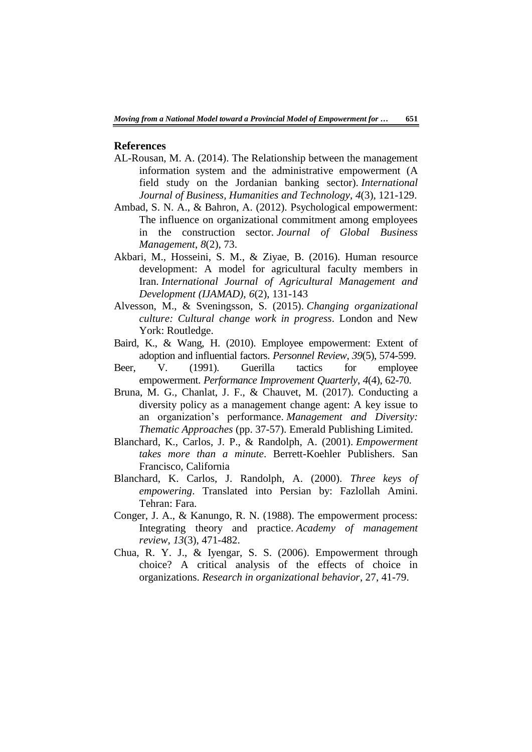## References

AL-Rousan, M. A. (2014). The Relationship between the management information system and the administrative empowerment (A field study on the Jordanian banking sector). *International Journal of Business, Humanities and Technology*, *4*(3), 121-129.

Ambad, S. N. A., & Bahron, A. (2012). Psychological empowerment: The influence on organizational commitment among employees in the construction sector. *Journal of Global Business Management*, *8*(2), 73.

Akbari, M., Hosseini, S. M., & Ziyae, B. (2016). Human resource development: A model for agricultural faculty members in Iran. *International Journal of Agricultural Management and Development (IJAMAD)*, *6*(2), 131-143

Alvesson, M., & Sveningsson, S. (2015). *Changing organizational culture: Cultural change work in progress*. London and New York: Routledge.

Baird, K., & Wang, H. (2010). Employee empowerment: Extent of adoption and influential factors. *Personnel Review*, *39*(5), 574-599.

Beer, V. (1991). Guerilla tactics for employee empowerment. *Performance Improvement Quarterly*, *4*(4), 62-70.

Bruna, M. G., Chanlat, J. F., & Chauvet, M. (2017). Conducting a diversity policy as a management change agent: A key issue to an organization's performance. *Management and Diversity: Thematic Approaches* (pp. 37-57). Emerald Publishing Limited.

Blanchard, K., Carlos, J. P., & Randolph, A. (2001). *Empowerment takes more than a minute*. Berrett-Koehler Publishers. San Francisco, California

Blanchard, K. Carlos, J. Randolph, A. (2000). *Three keys of empowering*. Translated into Persian by: Fazlollah Amini. Tehran: Fara.

Conger, J. A., & Kanungo, R. N. (1988). The empowerment process: Integrating theory and practice. *Academy of management review*, *13*(3), 471-482.

Chua, R. Y. J., & Iyengar, S. S. (2006). Empowerment through choice? A critical analysis of the effects of choice in organizations. *Research in organizational behavior*, 27, 41-79.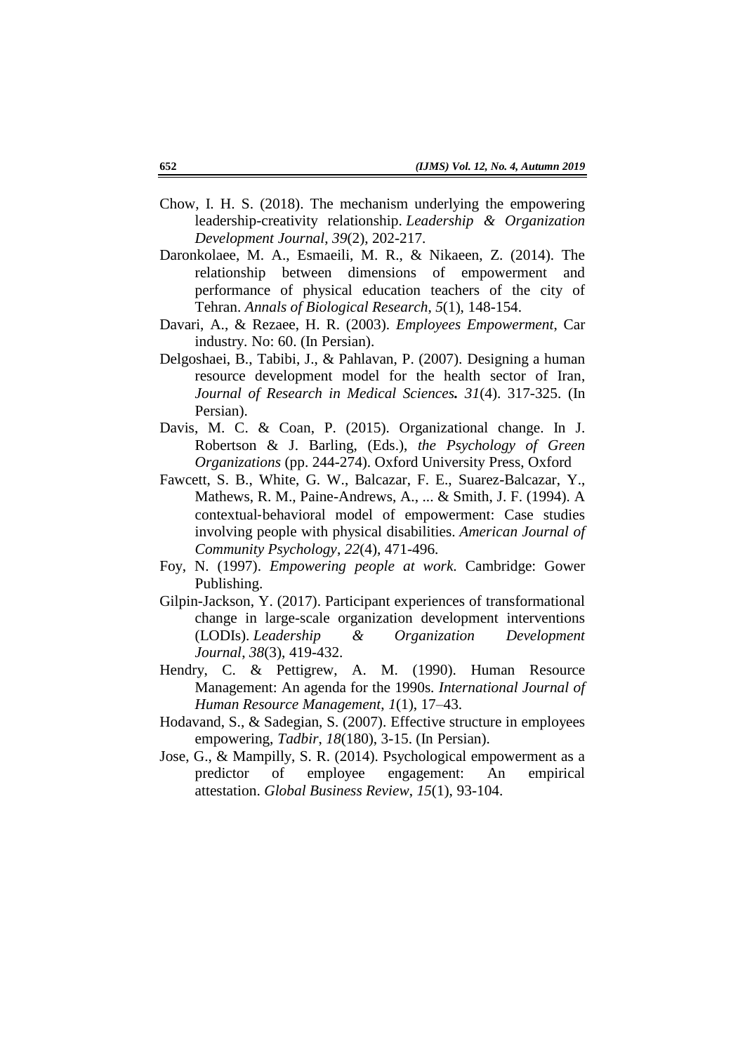Chow, I. H. S. (2018). The mechanism underlying the empowering leadership-creativity relationship. *Leadership & Organization Development Journal*, *39*(2), 202-217.

Daronkolaee, M. A., Esmaeili, M. R., & Nikaeen, Z. (2014). The relationship between dimensions of empowerment and performance of physical education teachers of the city of Tehran. *Annals of Biological Research*, *5*(1), 148-154.

Davari, A., & Rezaee, H. R. (2003). *Employees Empowerment*, Car industry. No: 60. (In Persian).

Delgoshaei, B., Tabibi, J., & Pahlavan, P. (2007). Designing a human resource development model for the health sector of Iran, *Journal of Research in Medical Sciences. 31*(4). 317-325. (In Persian).

Davis, M. C. & Coan, P. (2015). Organizational change. In J. Robertson & J. Barling, (Eds.), *the Psychology of Green Organizations* (pp. 244-274). Oxford University Press, Oxford

Fawcett, S. B., White, G. W., Balcazar, F. E., Suarez-Balcazar, Y., Mathews, R. M., Paine-Andrews, A., ... & Smith, J. F. (1994). A contextual‐behavioral model of empowerment: Case studies involving people with physical disabilities. *American Journal of Community Psychology*, *22*(4), 471-496.

Foy, N. (1997). *Empowering people at work*. Cambridge: Gower Publishing.

Gilpin-Jackson, Y. (2017). Participant experiences of transformational change in large-scale organization development interventions (LODIs). *Leadership & Organization Development Journal*, *38*(3), 419-432.

Hendry, C. & Pettigrew, A. M. (1990). Human Resource Management: An agenda for the 1990s. *International Journal of Human Resource Management*, *1*(1), 17–43.

Hodavand, S., & Sadegian, S. (2007). Effective structure in employees empowering, *Tadbir*, *18*(180), 3-15. (In Persian).

Jose, G., & Mampilly, S. R. (2014). Psychological empowerment as a predictor of employee engagement: An empirical attestation. *Global Business Review*, *15*(1), 93-104.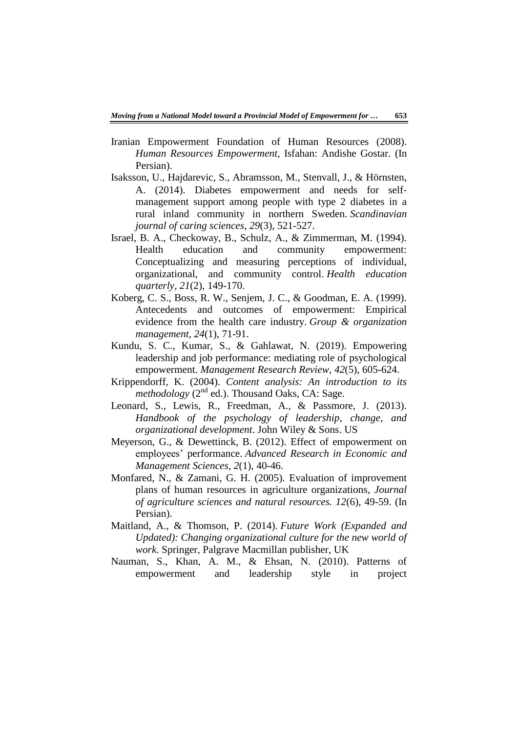Iranian Empowerment Foundation of Human Resources (2008). *Human Resources Empowerment*, Isfahan: Andishe Gostar. (In Persian).

Isaksson, U., Hajdarevic, S., Abramsson, M., Stenvall, J., & Hörnsten, A. (2014). Diabetes empowerment and needs for self-management support among people with type 2 diabetes in a rural inland community in northern Sweden. *Scandinavian journal of caring sciences*, *29*(3), 521-527.

Israel, B. A., Checkoway, B., Schulz, A., & Zimmerman, M. (1994). Health education and community empowerment: Conceptualizing and measuring perceptions of individual, organizational, and community control. *Health education quarterly*, *21*(2), 149-170.

Koberg, C. S., Boss, R. W., Senjem, J. C., & Goodman, E. A. (1999). Antecedents and outcomes of empowerment: Empirical evidence from the health care industry. *Group & organization management*, *24*(1), 71-91.

Kundu, S. C., Kumar, S., & Gahlawat, N. (2019). Empowering leadership and job performance: mediating role of psychological empowerment. *Management Research Review*, *42*(5), 605-624.

Krippendorff, K. (2004). *Content analysis: An introduction to its methodology* (2nd ed.). Thousand Oaks, CA: Sage.

Leonard, S., Lewis, R., Freedman, A., & Passmore, J. (2013). *Handbook of the psychology of leadership, change, and organizational development*. John Wiley & Sons. US

Meyerson, G., & Dewettinck, B. (2012). Effect of empowerment on employees' performance. *Advanced Research in Economic and Management Sciences*, *2*(1), 40-46.

Monfared, N., & Zamani, G. H. (2005). Evaluation of improvement plans of human resources in agriculture organizations, *Journal of agriculture sciences and natural resources. 12*(6), 49-59. (In Persian).

Maitland, A., & Thomson, P. (2014). *Future Work (Expanded and Updated): Changing organizational culture for the new world of work*. Springer, Palgrave Macmillan publisher, UK

Nauman, S., Khan, A. M., & Ehsan, N. (2010). Patterns of empowerment and leadership style in project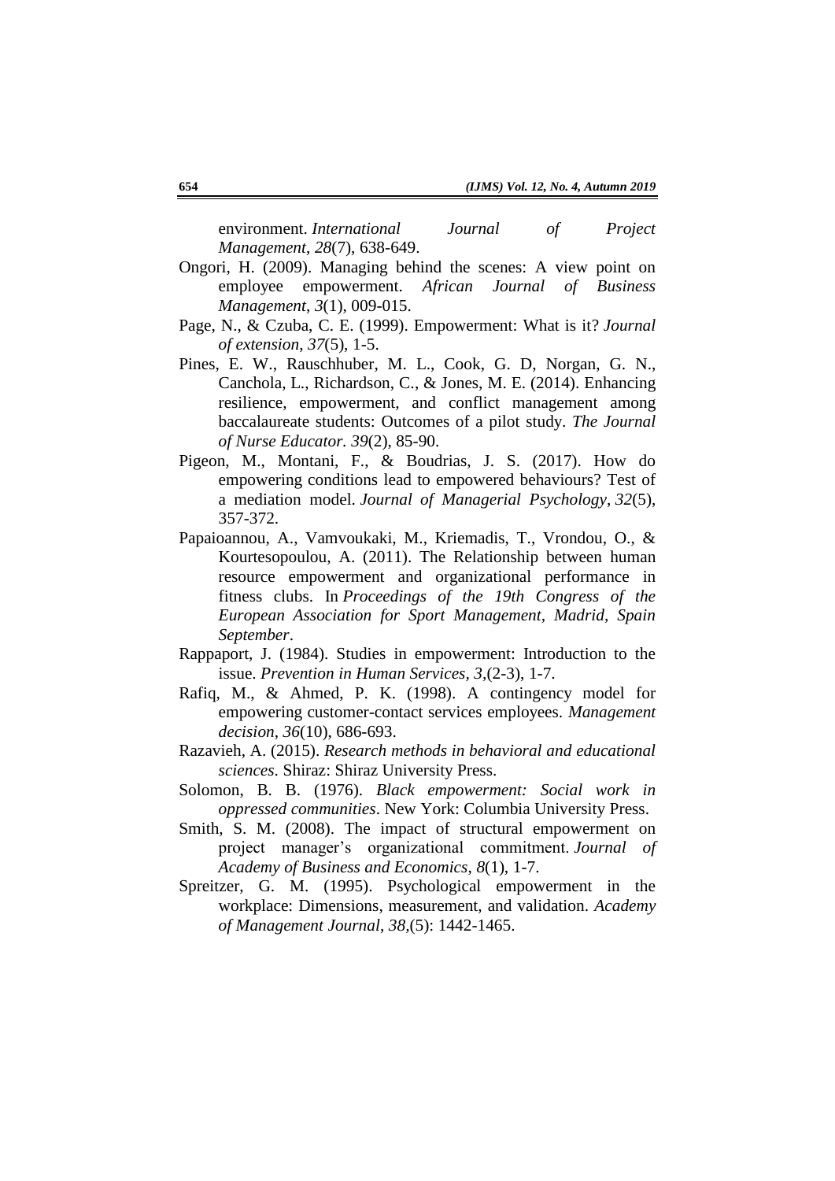environment. *International Journal of Project Management*, *28*(7), 638-649.

Ongori, H. (2009). Managing behind the scenes: A view point on employee empowerment. *African Journal of Business Management*, *3*(1), 009-015.

Page, N., & Czuba, C. E. (1999). Empowerment: What is it? *Journal of extension*, *37*(5), 1-5.

Pines, E. W., Rauschhuber, M. L., Cook, G. D, Norgan, G. N., Canchola, L., Richardson, C., & Jones, M. E. (2014). Enhancing resilience, empowerment, and conflict management among baccalaureate students: Outcomes of a pilot study. *The Journal of Nurse Educator. 39*(2), 85-90.

Pigeon, M., Montani, F., & Boudrias, J. S. (2017). How do empowering conditions lead to empowered behaviours? Test of a mediation model. *Journal of Managerial Psychology*, *32*(5), 357-372.

Papaioannou, A., Vamvoukaki, M., Kriemadis, T., Vrondou, O., & Kourtesopoulou, A. (2011). The Relationship between human resource empowerment and organizational performance in fitness clubs. In *Proceedings of the 19th Congress of the European Association for Sport Management, Madrid, Spain September*.

Rappaport, J. (1984). Studies in empowerment: Introduction to the issue. *Prevention in Human Services*, *3*,(2-3), 1-7.

Rafiq, M., & Ahmed, P. K. (1998). A contingency model for empowering customer-contact services employees. *Management decision*, *36*(10), 686-693.

Razavieh, A. (2015). *Research methods in behavioral and educational sciences*. Shiraz: Shiraz University Press.

Solomon, B. B. (1976). *Black empowerment: Social work in oppressed communities*. New York: Columbia University Press.

Smith, S. M. (2008). The impact of structural empowerment on project manager's organizational commitment. *Journal of Academy of Business and Economics*, *8*(1), 1-7.

Spreitzer, G. M. (1995). Psychological empowerment in the workplace: Dimensions, measurement, and validation. *Academy of Management Journal*, *38*,(5): 1442-1465.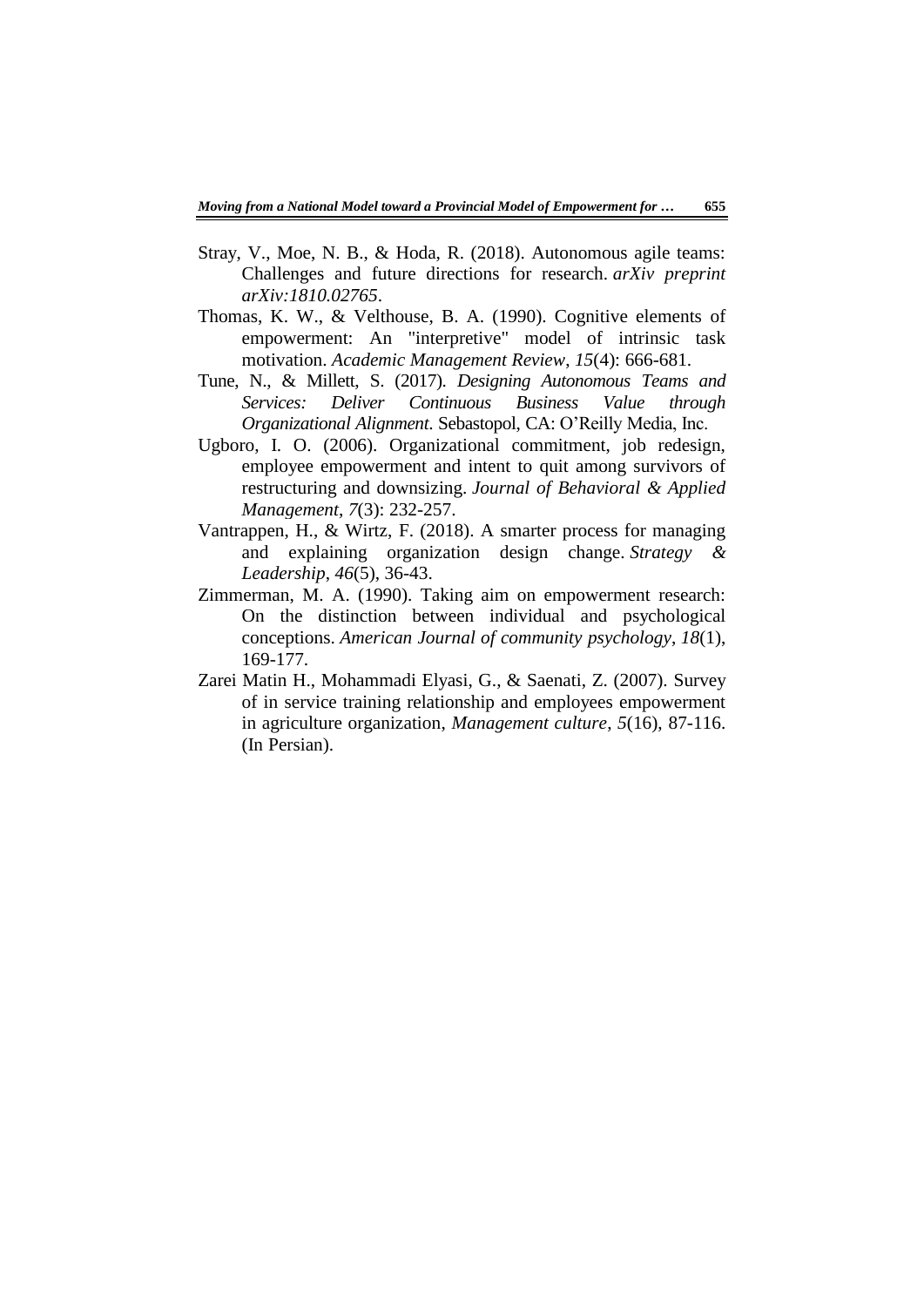Stray, V., Moe, N. B., & Hoda, R. (2018). Autonomous agile teams: Challenges and future directions for research. *arXiv preprint arXiv:1810.02765*.

Thomas, K. W., & Velthouse, B. A. (1990). Cognitive elements of empowerment: An "interpretive" model of intrinsic task motivation. *Academic Management Review*, *15*(4): 666-681.

Tune, N., & Millett, S. (2017). *Designing Autonomous Teams and Services: Deliver Continuous Business Value through Organizational Alignment*. Sebastopol, CA: O'Reilly Media, Inc.

Ugboro, I. O. (2006). Organizational commitment, job redesign, employee empowerment and intent to quit among survivors of restructuring and downsizing. *Journal of Behavioral & Applied Management*, *7*(3): 232-257.

Vantrappen, H., & Wirtz, F. (2018). A smarter process for managing and explaining organization design change. *Strategy & Leadership*, *46*(5), 36-43.

Zimmerman, M. A. (1990). Taking aim on empowerment research: On the distinction between individual and psychological conceptions. *American Journal of community psychology*, *18*(1), 169-177.

Zarei Matin H., Mohammadi Elyasi, G., & Saenati, Z. (2007). Survey of in service training relationship and employees empowerment in agriculture organization, *Management culture*, *5*(16), 87-116. (In Persian).